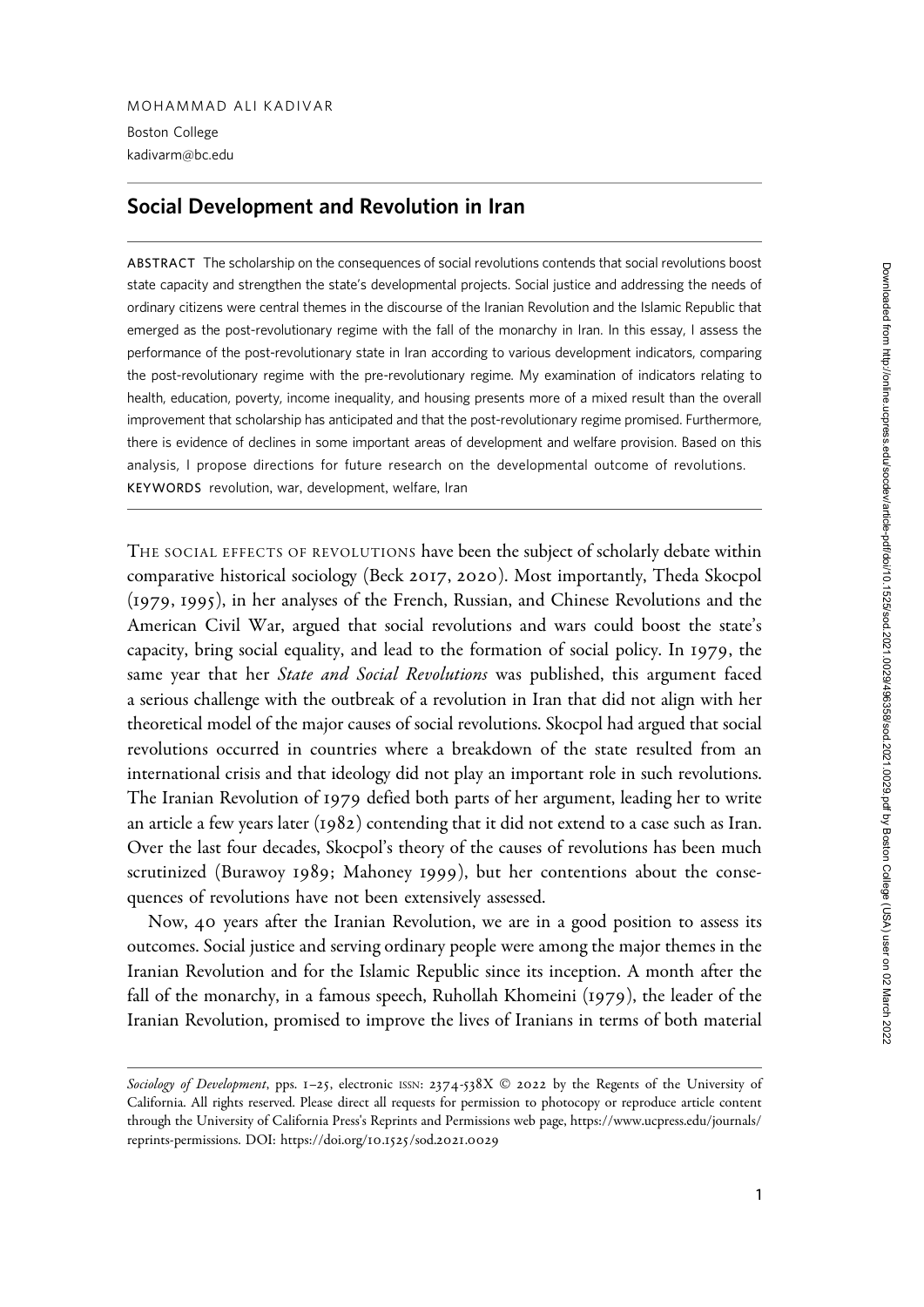MOHAMMAD ALI KADIVAR

Boston College

kadivarm@bc.edu

# Social Development and Revolution in Iran

ABSTRACT The scholarship on the consequences of social revolutions contends that social revolutions boost state capacity and strengthen the state's developmental projects. Social justice and addressing the needs of ordinary citizens were central themes in the discourse of the Iranian Revolution and the Islamic Republic that emerged as the post-revolutionary regime with the fall of the monarchy in Iran. In this essay, I assess the performance of the post-revolutionary state in Iran according to various development indicators, comparing the post-revolutionary regime with the pre-revolutionary regime. My examination of indicators relating to health, education, poverty, income inequality, and housing presents more of a mixed result than the overall improvement that scholarship has anticipated and that the post-revolutionary regime promised. Furthermore, there is evidence of declines in some important areas of development and welfare provision. Based on this analysis, I propose directions for future research on the developmental outcome of revolutions.

KEYWORDS revolution, war, development, welfare, Iran

THE SOCIAL EFFECTS OF REVOLUTIONS have been the subject of scholarly debate within comparative historical sociology (Beck 2017, 2020). Most importantly, Theda Skocpol (1979, 1995), in her analyses of the French, Russian, and Chinese Revolutions and the American Civil War, argued that social revolutions and wars could boost the state's capacity, bring social equality, and lead to the formation of social policy. In 1979, the same year that her *State and Social Revolutions* was published, this argument faced a serious challenge with the outbreak of a revolution in Iran that did not align with her theoretical model of the major causes of social revolutions. Skocpol had argued that social revolutions occurred in countries where a breakdown of the state resulted from an international crisis and that ideology did not play an important role in such revolutions. The Iranian Revolution of 1979 defied both parts of her argument, leading her to write an article a few years later (1982) contending that it did not extend to a case such as Iran. Over the last four decades, Skocpol's theory of the causes of revolutions has been much scrutinized (Burawoy 1989; Mahoney 1999), but her contentions about the consequences of revolutions have not been extensively assessed.

Now, 40 years after the Iranian Revolution, we are in a good position to assess its outcomes. Social justice and serving ordinary people were among the major themes in the Iranian Revolution and for the Islamic Republic since its inception. A month after the fall of the monarchy, in a famous speech, Ruhollah Khomeini (1979), the leader of the Iranian Revolution, promised to improve the lives of Iranians in terms of both material

*Sociology of Development*, pps. 1–25, electronic ISSN: 2374-538X © 2022 by the Regents of the University of California. All rights reserved. Please direct all requests for permission to photocopy or reproduce article content through the University of California Press's Reprints and Permissions web page, https://www.ucpress.edu/journals/reprints-permissions. DOI: https://doi.org/10.1525/sod.2021.0029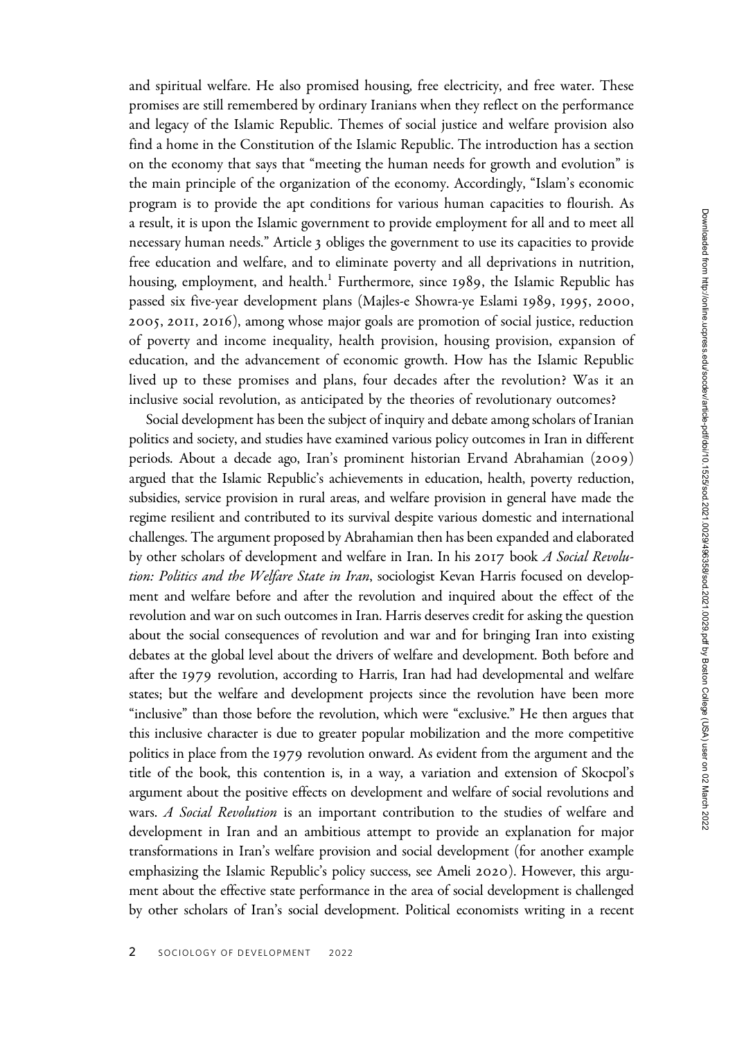and spiritual welfare. He also promised housing, free electricity, and free water. These promises are still remembered by ordinary Iranians when they reflect on the performance and legacy of the Islamic Republic. Themes of social justice and welfare provision also find a home in the Constitution of the Islamic Republic. The introduction has a section on the economy that says that "meeting the human needs for growth and evolution" is the main principle of the organization of the economy. Accordingly, "Islam's economic program is to provide the apt conditions for various human capacities to flourish. As a result, it is upon the Islamic government to provide employment for all and to meet all necessary human needs." Article 3 obliges the government to use its capacities to provide free education and welfare, and to eliminate poverty and all deprivations in nutrition, housing, employment, and health.[1] Furthermore, since 1989, the Islamic Republic has passed six five-year development plans (Majles-e Showra-ye Eslami 1989, 1995, 2000, 2005, 2011, 2016), among whose major goals are promotion of social justice, reduction of poverty and income inequality, health provision, housing provision, expansion of education, and the advancement of economic growth. How has the Islamic Republic lived up to these promises and plans, four decades after the revolution? Was it an inclusive social revolution, as anticipated by the theories of revolutionary outcomes?

Social development has been the subject of inquiry and debate among scholars of Iranian politics and society, and studies have examined various policy outcomes in Iran in different periods. About a decade ago, Iran's prominent historian Ervand Abrahamian (2009) argued that the Islamic Republic's achievements in education, health, poverty reduction, subsidies, service provision in rural areas, and welfare provision in general have made the regime resilient and contributed to its survival despite various domestic and international challenges. The argument proposed by Abrahamian then has been expanded and elaborated by other scholars of development and welfare in Iran. In his 2017 book *A Social Revolution: Politics and the Welfare State in Iran*, sociologist Kevan Harris focused on development and welfare before and after the revolution and inquired about the effect of the revolution and war on such outcomes in Iran. Harris deserves credit for asking the question about the social consequences of revolution and war and for bringing Iran into existing debates at the global level about the drivers of welfare and development. Both before and after the 1979 revolution, according to Harris, Iran had had developmental and welfare states; but the welfare and development projects since the revolution have been more "inclusive" than those before the revolution, which were "exclusive." He then argues that this inclusive character is due to greater popular mobilization and the more competitive politics in place from the 1979 revolution onward. As evident from the argument and the title of the book, this contention is, in a way, a variation and extension of Skocpol's argument about the positive effects on development and welfare of social revolutions and wars. *A Social Revolution* is an important contribution to the studies of welfare and development in Iran and an ambitious attempt to provide an explanation for major transformations in Iran's welfare provision and social development (for another example emphasizing the Islamic Republic's policy success, see Ameli 2020). However, this argument about the effective state performance in the area of social development is challenged by other scholars of Iran's social development. Political economists writing in a recent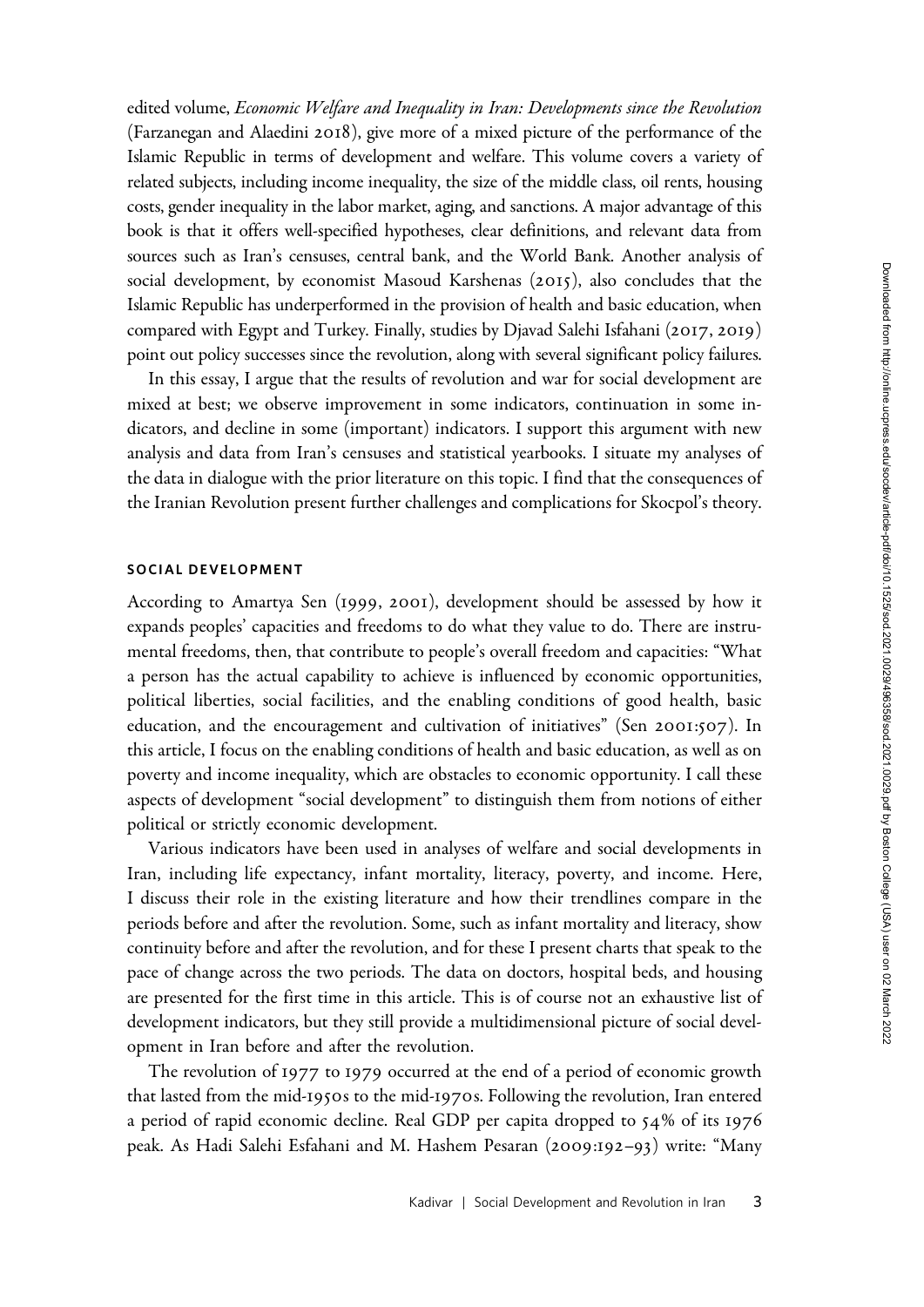edited volume, *Economic Welfare and Inequality in Iran: Developments since the Revolution* (Farzanegan and Alaedini 2018), give more of a mixed picture of the performance of the Islamic Republic in terms of development and welfare. This volume covers a variety of related subjects, including income inequality, the size of the middle class, oil rents, housing costs, gender inequality in the labor market, aging, and sanctions. A major advantage of this book is that it offers well-specified hypotheses, clear definitions, and relevant data from sources such as Iran's censuses, central bank, and the World Bank. Another analysis of social development, by economist Masoud Karshenas (2015), also concludes that the Islamic Republic has underperformed in the provision of health and basic education, when compared with Egypt and Turkey. Finally, studies by Djavad Salehi Isfahani (2017, 2019) point out policy successes since the revolution, along with several significant policy failures.

In this essay, I argue that the results of revolution and war for social development are mixed at best; we observe improvement in some indicators, continuation in some indicators, and decline in some (important) indicators. I support this argument with new analysis and data from Iran's censuses and statistical yearbooks. I situate my analyses of the data in dialogue with the prior literature on this topic. I find that the consequences of the Iranian Revolution present further challenges and complications for Skocpol's theory.

## SOCIAL DEVELOPMENT

According to Amartya Sen (1999, 2001), development should be assessed by how it expands peoples' capacities and freedoms to do what they value to do. There are instrumental freedoms, then, that contribute to people's overall freedom and capacities: "What a person has the actual capability to achieve is influenced by economic opportunities, political liberties, social facilities, and the enabling conditions of good health, basic education, and the encouragement and cultivation of initiatives" (Sen 2001:507). In this article, I focus on the enabling conditions of health and basic education, as well as on poverty and income inequality, which are obstacles to economic opportunity. I call these aspects of development "social development" to distinguish them from notions of either political or strictly economic development.

Various indicators have been used in analyses of welfare and social developments in Iran, including life expectancy, infant mortality, literacy, poverty, and income. Here, I discuss their role in the existing literature and how their trendlines compare in the periods before and after the revolution. Some, such as infant mortality and literacy, show continuity before and after the revolution, and for these I present charts that speak to the pace of change across the two periods. The data on doctors, hospital beds, and housing are presented for the first time in this article. This is of course not an exhaustive list of development indicators, but they still provide a multidimensional picture of social development in Iran before and after the revolution.

The revolution of 1977 to 1979 occurred at the end of a period of economic growth that lasted from the mid-1950s to the mid-1970s. Following the revolution, Iran entered a period of rapid economic decline. Real GDP per capita dropped to 54% of its 1976 peak. As Hadi Salehi Esfahani and M. Hashem Pesaran (2009:192–93) write: "Many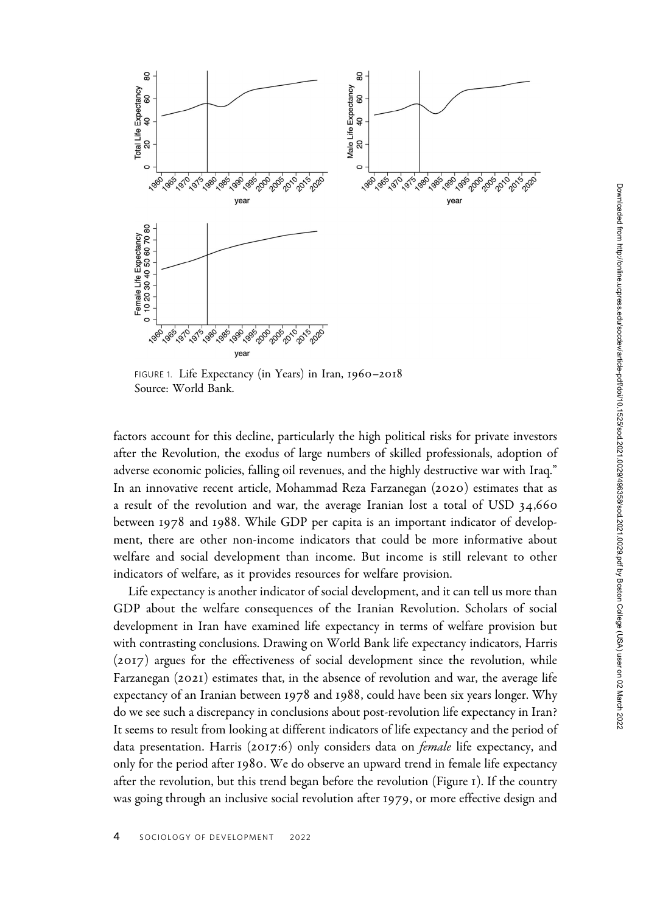FIGURE 1. Life Expectancy (in Years) in Iran, 1960–2018
Source: World Bank.

factors account for this decline, particularly the high political risks for private investors after the Revolution, the exodus of large numbers of skilled professionals, adoption of adverse economic policies, falling oil revenues, and the highly destructive war with Iraq." In an innovative recent article, Mohammad Reza Farzanegan (2020) estimates that as a result of the revolution and war, the average Iranian lost a total of USD 34,660 between 1978 and 1988. While GDP per capita is an important indicator of development, there are other non-income indicators that could be more informative about welfare and social development than income. But income is still relevant to other indicators of welfare, as it provides resources for welfare provision.

Life expectancy is another indicator of social development, and it can tell us more than GDP about the welfare consequences of the Iranian Revolution. Scholars of social development in Iran have examined life expectancy in terms of welfare provision but with contrasting conclusions. Drawing on World Bank life expectancy indicators, Harris (2017) argues for the effectiveness of social development since the revolution, while Farzanegan (2021) estimates that, in the absence of revolution and war, the average life expectancy of an Iranian between 1978 and 1988, could have been six years longer. Why do we see such a discrepancy in conclusions about post-revolution life expectancy in Iran? It seems to result from looking at different indicators of life expectancy and the period of data presentation. Harris (2017:6) only considers data on *female* life expectancy, and only for the period after 1980. We do observe an upward trend in female life expectancy after the revolution, but this trend began before the revolution (Figure 1). If the country was going through an inclusive social revolution after 1979, or more effective design and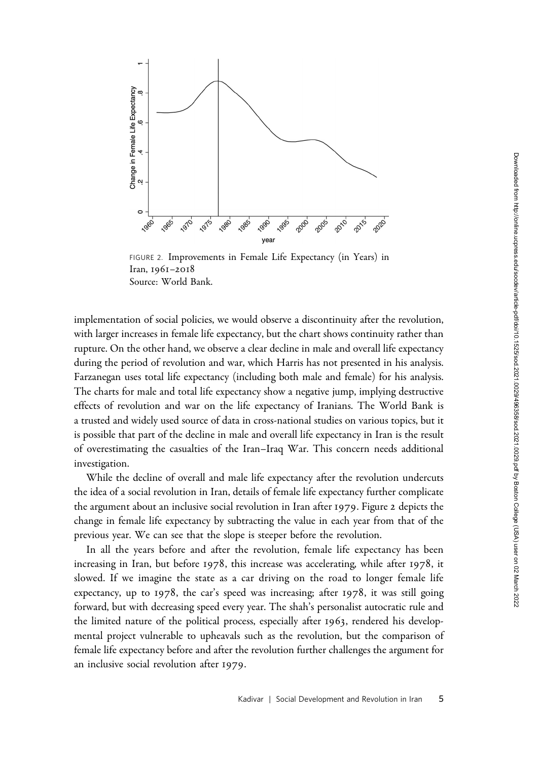FIGURE 2. Improvements in Female Life Expectancy (in Years) in Iran, 1961–2018
Source: World Bank.

implementation of social policies, we would observe a discontinuity after the revolution, with larger increases in female life expectancy, but the chart shows continuity rather than rupture. On the other hand, we observe a clear decline in male and overall life expectancy during the period of revolution and war, which Harris has not presented in his analysis. Farzanegan uses total life expectancy (including both male and female) for his analysis. The charts for male and total life expectancy show a negative jump, implying destructive effects of revolution and war on the life expectancy of Iranians. The World Bank is a trusted and widely used source of data in cross-national studies on various topics, but it is possible that part of the decline in male and overall life expectancy in Iran is the result of overestimating the casualties of the Iran–Iraq War. This concern needs additional investigation.

While the decline of overall and male life expectancy after the revolution undercuts the idea of a social revolution in Iran, details of female life expectancy further complicate the argument about an inclusive social revolution in Iran after 1979. Figure 2 depicts the change in female life expectancy by subtracting the value in each year from that of the previous year. We can see that the slope is steeper before the revolution.

In all the years before and after the revolution, female life expectancy has been increasing in Iran, but before 1978, this increase was accelerating, while after 1978, it slowed. If we imagine the state as a car driving on the road to longer female life expectancy, up to 1978, the car's speed was increasing; after 1978, it was still going forward, but with decreasing speed every year. The shah's personalist autocratic rule and the limited nature of the political process, especially after 1963, rendered his developmental project vulnerable to upheavals such as the revolution, but the comparison of female life expectancy before and after the revolution further challenges the argument for an inclusive social revolution after 1979.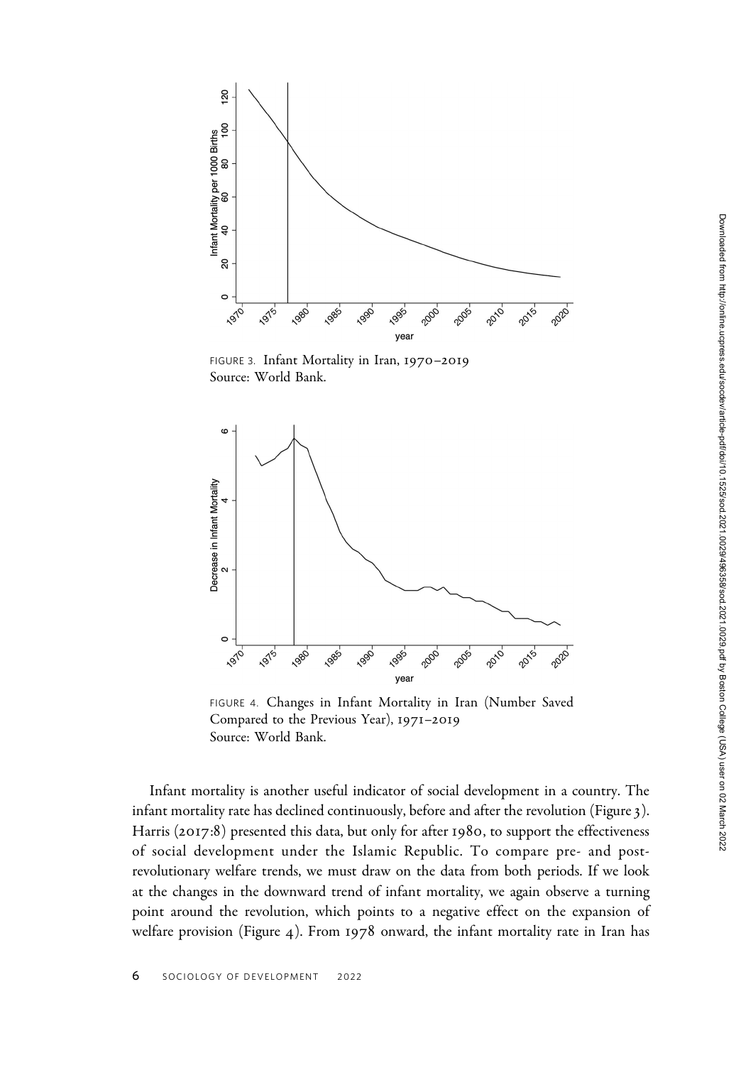FIGURE 3. Infant Mortality in Iran, 1970–2019
Source: World Bank.

FIGURE 4. Changes in Infant Mortality in Iran (Number Saved Compared to the Previous Year), 1971–2019
Source: World Bank.

Infant mortality is another useful indicator of social development in a country. The infant mortality rate has declined continuously, before and after the revolution (Figure 3). Harris (2017:8) presented this data, but only for after 1980, to support the effectiveness of social development under the Islamic Republic. To compare pre- and post-revolutionary welfare trends, we must draw on the data from both periods. If we look at the changes in the downward trend of infant mortality, we again observe a turning point around the revolution, which points to a negative effect on the expansion of welfare provision (Figure 4). From 1978 onward, the infant mortality rate in Iran has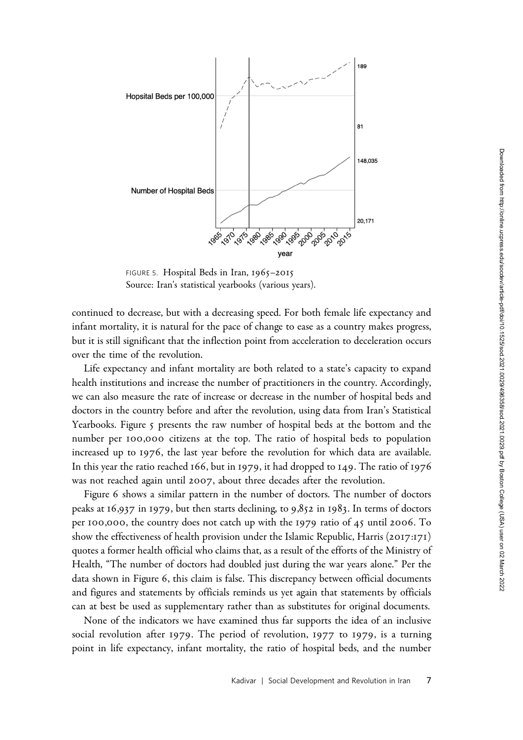FIGURE 5. Hospital Beds in Iran, 1965–2015
Source: Iran's statistical yearbooks (various years).

continued to decrease, but with a decreasing speed. For both female life expectancy and infant mortality, it is natural for the pace of change to ease as a country makes progress, but it is still significant that the inflection point from acceleration to deceleration occurs over the time of the revolution.

Life expectancy and infant mortality are both related to a state's capacity to expand health institutions and increase the number of practitioners in the country. Accordingly, we can also measure the rate of increase or decrease in the number of hospital beds and doctors in the country before and after the revolution, using data from Iran's Statistical Yearbooks. Figure 5 presents the raw number of hospital beds at the bottom and the number per 100,000 citizens at the top. The ratio of hospital beds to population increased up to 1976, the last year before the revolution for which data are available. In this year the ratio reached 166, but in 1979, it had dropped to 149. The ratio of 1976 was not reached again until 2007, about three decades after the revolution.

Figure 6 shows a similar pattern in the number of doctors. The number of doctors peaks at 16,937 in 1979, but then starts declining, to 9,852 in 1983. In terms of doctors per 100,000, the country does not catch up with the 1979 ratio of 45 until 2006. To show the effectiveness of health provision under the Islamic Republic, Harris (2017:171) quotes a former health official who claims that, as a result of the efforts of the Ministry of Health, "The number of doctors had doubled just during the war years alone." Per the data shown in Figure 6, this claim is false. This discrepancy between official documents and figures and statements by officials reminds us yet again that statements by officials can at best be used as supplementary rather than as substitutes for original documents.

None of the indicators we have examined thus far supports the idea of an inclusive social revolution after 1979. The period of revolution, 1977 to 1979, is a turning point in life expectancy, infant mortality, the ratio of hospital beds, and the number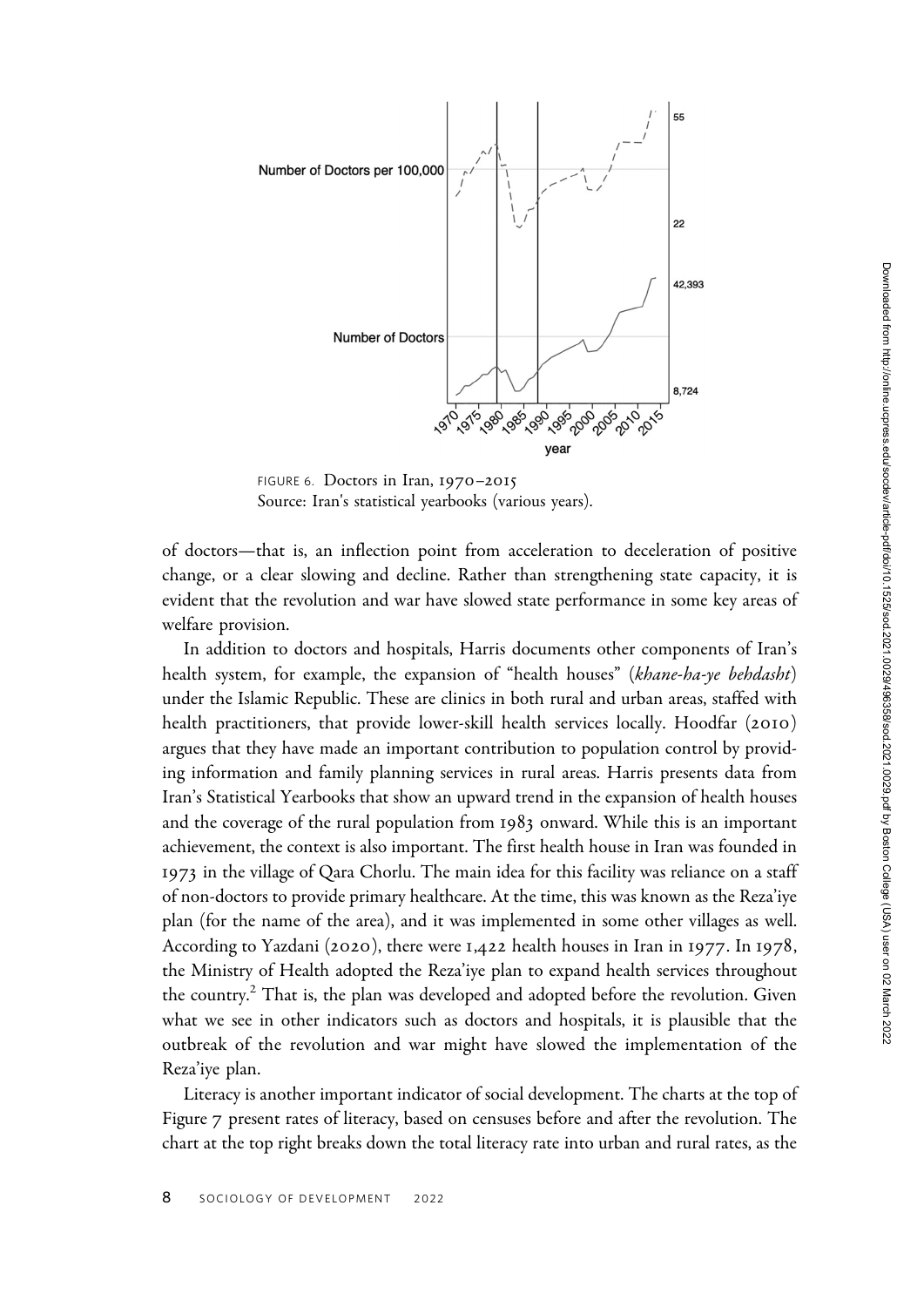FIGURE 6. Doctors in Iran, 1970–2015
Source: Iran's statistical yearbooks (various years).

of doctors—that is, an inflection point from acceleration to deceleration of positive change, or a clear slowing and decline. Rather than strengthening state capacity, it is evident that the revolution and war have slowed state performance in some key areas of welfare provision.

In addition to doctors and hospitals, Harris documents other components of Iran's health system, for example, the expansion of "health houses" (*khane-ha-ye behdasht*) under the Islamic Republic. These are clinics in both rural and urban areas, staffed with health practitioners, that provide lower-skill health services locally. Hoodfar (2010) argues that they have made an important contribution to population control by providing information and family planning services in rural areas. Harris presents data from Iran's Statistical Yearbooks that show an upward trend in the expansion of health houses and the coverage of the rural population from 1983 onward. While this is an important achievement, the context is also important. The first health house in Iran was founded in 1973 in the village of Qara Chorlu. The main idea for this facility was reliance on a staff of non-doctors to provide primary healthcare. At the time, this was known as the Reza'iye plan (for the name of the area), and it was implemented in some other villages as well. According to Yazdani (2020), there were 1,422 health houses in Iran in 1977. In 1978, the Ministry of Health adopted the Reza'iye plan to expand health services throughout the country.[2] That is, the plan was developed and adopted before the revolution. Given what we see in other indicators such as doctors and hospitals, it is plausible that the outbreak of the revolution and war might have slowed the implementation of the Reza'iye plan.

Literacy is another important indicator of social development. The charts at the top of Figure 7 present rates of literacy, based on censuses before and after the revolution. The chart at the top right breaks down the total literacy rate into urban and rural rates, as the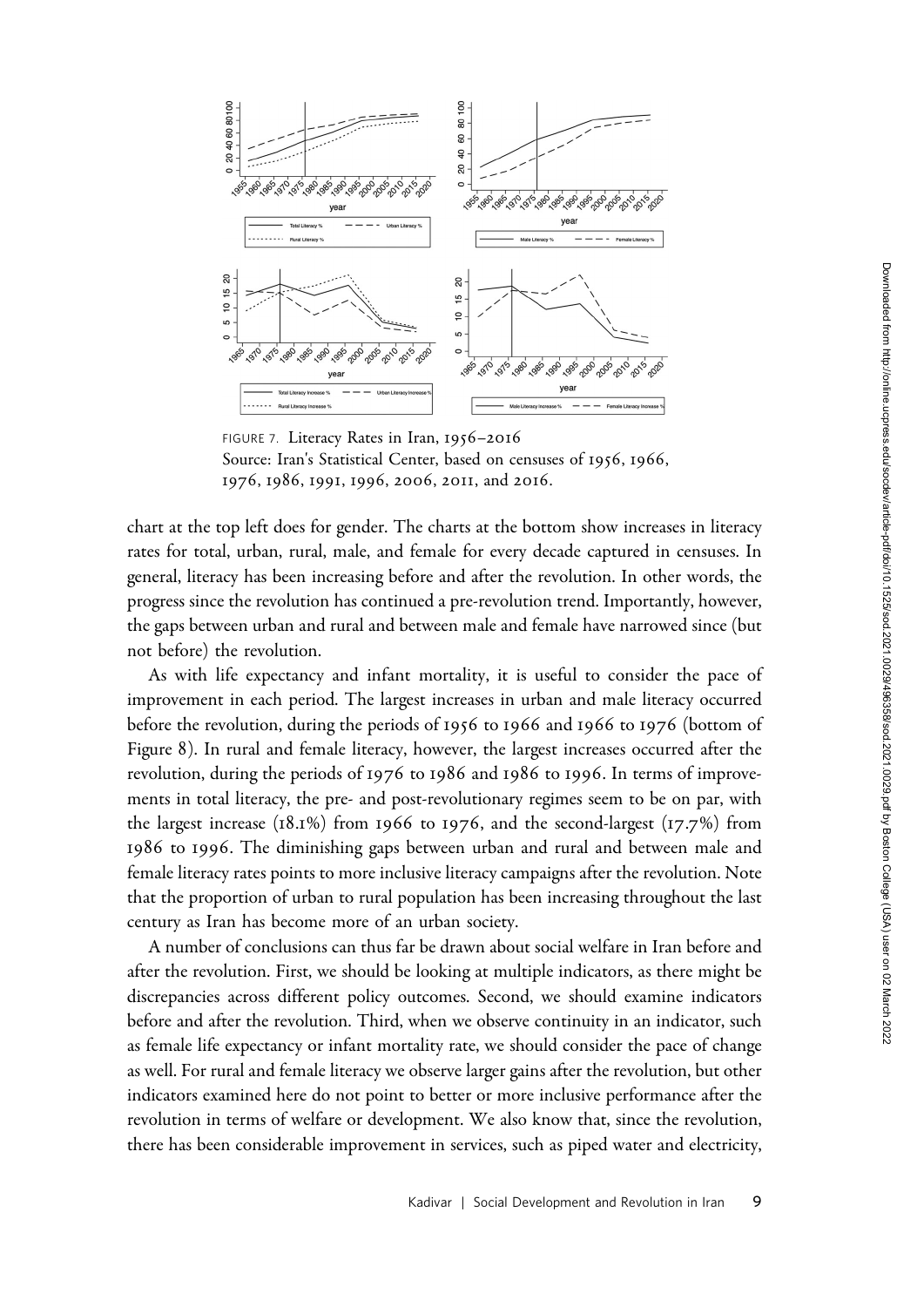FIGURE 7. Literacy Rates in Iran, 1956–2016
Source: Iran's Statistical Center, based on censuses of 1956, 1966, 1976, 1986, 1991, 1996, 2006, 2011, and 2016.

chart at the top left does for gender. The charts at the bottom show increases in literacy rates for total, urban, rural, male, and female for every decade captured in censuses. In general, literacy has been increasing before and after the revolution. In other words, the progress since the revolution has continued a pre-revolution trend. Importantly, however, the gaps between urban and rural and between male and female have narrowed since (but not before) the revolution.

As with life expectancy and infant mortality, it is useful to consider the pace of improvement in each period. The largest increases in urban and male literacy occurred before the revolution, during the periods of 1956 to 1966 and 1966 to 1976 (bottom of Figure 8). In rural and female literacy, however, the largest increases occurred after the revolution, during the periods of 1976 to 1986 and 1986 to 1996. In terms of improvements in total literacy, the pre- and post-revolutionary regimes seem to be on par, with the largest increase (18.1%) from 1966 to 1976, and the second-largest (17.7%) from 1986 to 1996. The diminishing gaps between urban and rural and between male and female literacy rates points to more inclusive literacy campaigns after the revolution. Note that the proportion of urban to rural population has been increasing throughout the last century as Iran has become more of an urban society.

A number of conclusions can thus far be drawn about social welfare in Iran before and after the revolution. First, we should be looking at multiple indicators, as there might be discrepancies across different policy outcomes. Second, we should examine indicators before and after the revolution. Third, when we observe continuity in an indicator, such as female life expectancy or infant mortality rate, we should consider the pace of change as well. For rural and female literacy we observe larger gains after the revolution, but other indicators examined here do not point to better or more inclusive performance after the revolution in terms of welfare or development. We also know that, since the revolution, there has been considerable improvement in services, such as piped water and electricity,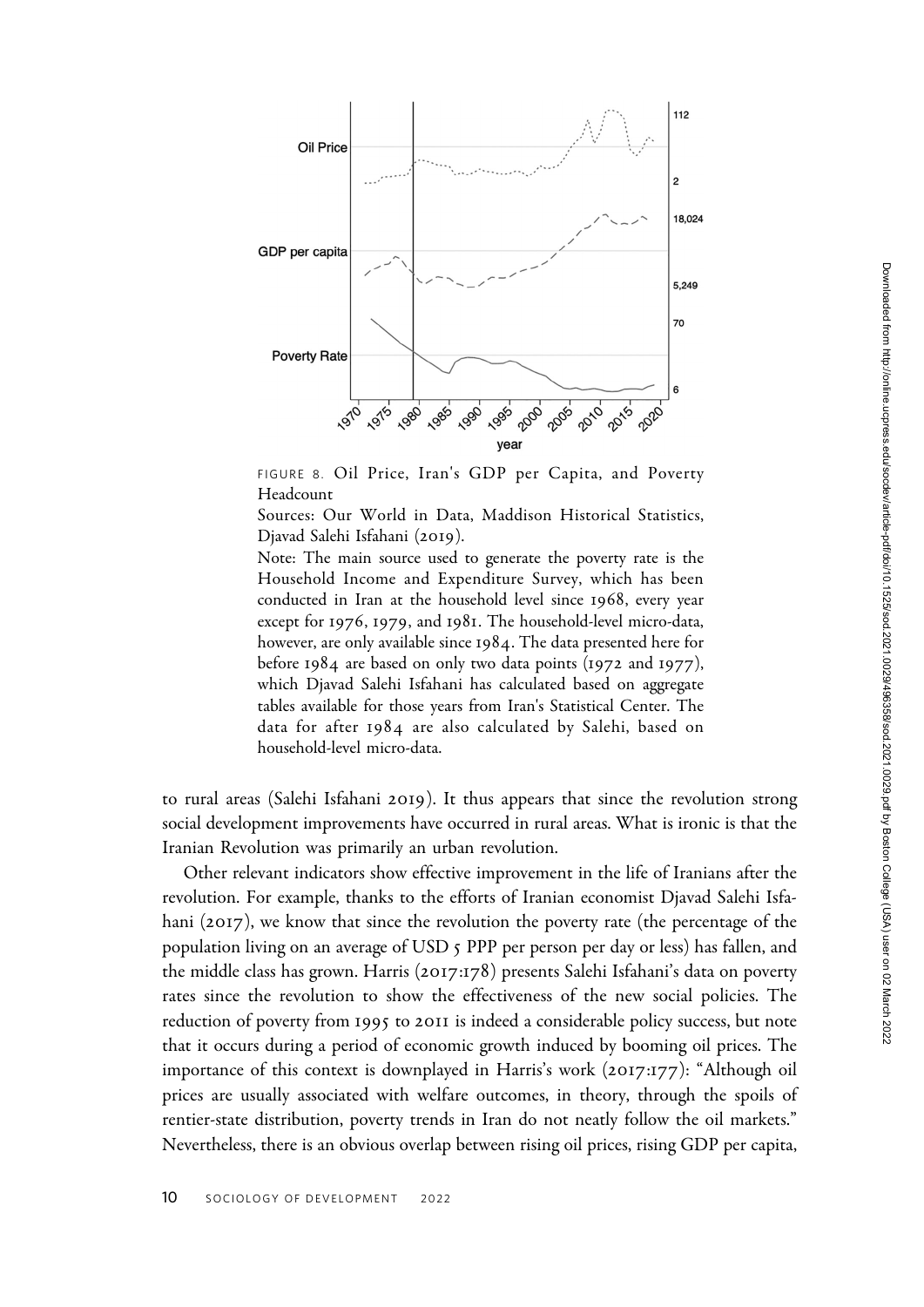FIGURE 8. Oil Price, Iran's GDP per Capita, and Poverty Headcount

Sources: Our World in Data, Maddison Historical Statistics, Djavad Salehi Isfahani (2019).

Note: The main source used to generate the poverty rate is the Household Income and Expenditure Survey, which has been conducted in Iran at the household level since 1968, every year except for 1976, 1979, and 1981. The household-level micro-data, however, are only available since 1984. The data presented here for before 1984 are based on only two data points (1972 and 1977), which Djavad Salehi Isfahani has calculated based on aggregate tables available for those years from Iran's Statistical Center. The data for after 1984 are also calculated by Salehi, based on household-level micro-data.

to rural areas (Salehi Isfahani 2019). It thus appears that since the revolution strong social development improvements have occurred in rural areas. What is ironic is that the Iranian Revolution was primarily an urban revolution.

Other relevant indicators show effective improvement in the life of Iranians after the revolution. For example, thanks to the efforts of Iranian economist Djavad Salehi Isfahani (2017), we know that since the revolution the poverty rate (the percentage of the population living on an average of USD 5 PPP per person per day or less) has fallen, and the middle class has grown. Harris (2017:178) presents Salehi Isfahani's data on poverty rates since the revolution to show the effectiveness of the new social policies. The reduction of poverty from 1995 to 2011 is indeed a considerable policy success, but note that it occurs during a period of economic growth induced by booming oil prices. The importance of this context is downplayed in Harris's work (2017:177): "Although oil prices are usually associated with welfare outcomes, in theory, through the spoils of rentier-state distribution, poverty trends in Iran do not neatly follow the oil markets." Nevertheless, there is an obvious overlap between rising oil prices, rising GDP per capita,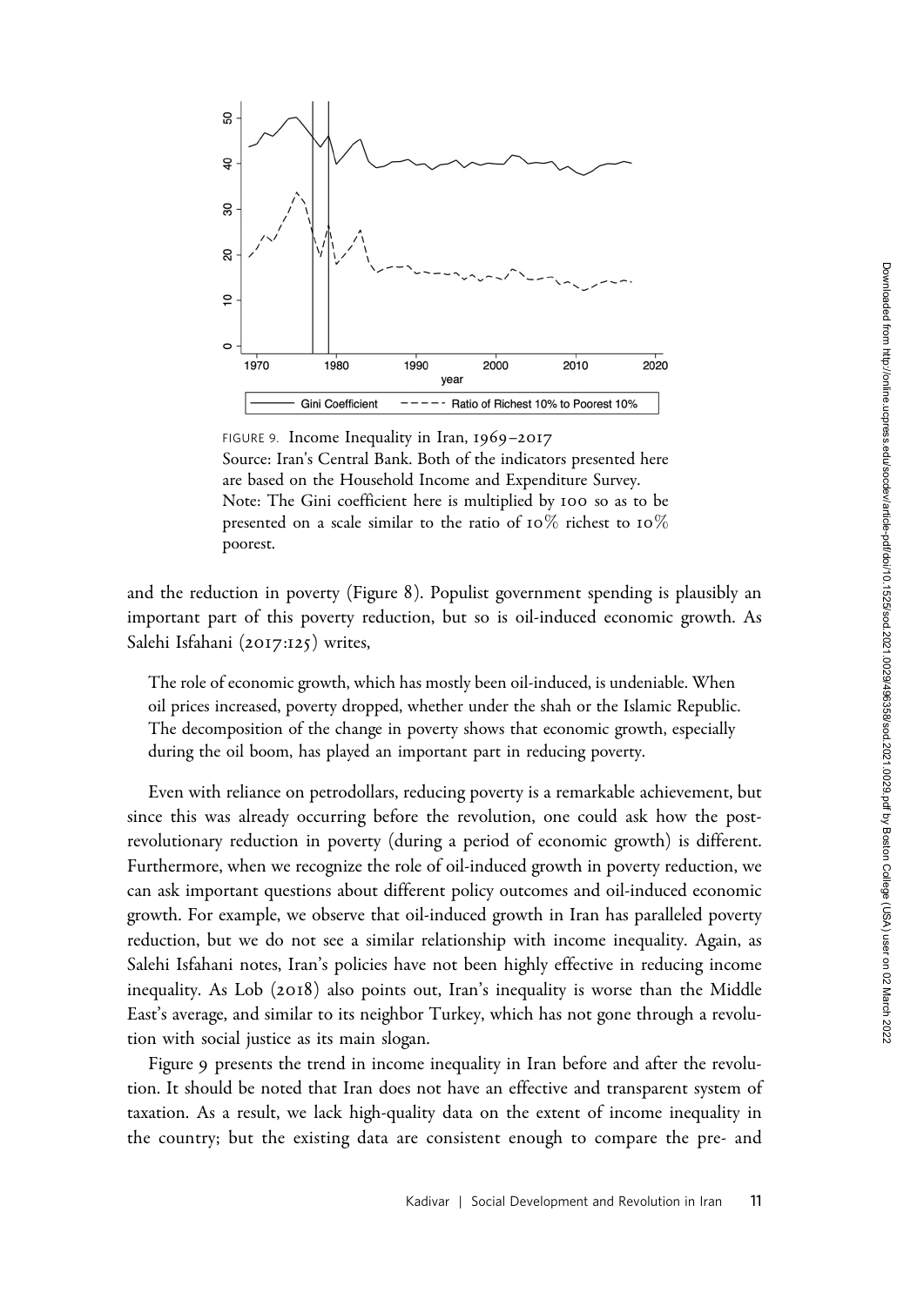FIGURE 9. Income Inequality in Iran, 1969–2017
Source: Iran's Central Bank. Both of the indicators presented here are based on the Household Income and Expenditure Survey.
Note: The Gini coefficient here is multiplied by 100 so as to be presented on a scale similar to the ratio of 10% richest to 10% poorest.

and the reduction in poverty (Figure 8). Populist government spending is plausibly an important part of this poverty reduction, but so is oil-induced economic growth. As Salehi Isfahani (2017:125) writes,

> The role of economic growth, which has mostly been oil-induced, is undeniable. When oil prices increased, poverty dropped, whether under the shah or the Islamic Republic. The decomposition of the change in poverty shows that economic growth, especially during the oil boom, has played an important part in reducing poverty.

Even with reliance on petrodollars, reducing poverty is a remarkable achievement, but since this was already occurring before the revolution, one could ask how the post-revolutionary reduction in poverty (during a period of economic growth) is different. Furthermore, when we recognize the role of oil-induced growth in poverty reduction, we can ask important questions about different policy outcomes and oil-induced economic growth. For example, we observe that oil-induced growth in Iran has paralleled poverty reduction, but we do not see a similar relationship with income inequality. Again, as Salehi Isfahani notes, Iran's policies have not been highly effective in reducing income inequality. As Lob (2018) also points out, Iran's inequality is worse than the Middle East's average, and similar to its neighbor Turkey, which has not gone through a revolution with social justice as its main slogan.

Figure 9 presents the trend in income inequality in Iran before and after the revolution. It should be noted that Iran does not have an effective and transparent system of taxation. As a result, we lack high-quality data on the extent of income inequality in the country; but the existing data are consistent enough to compare the pre- and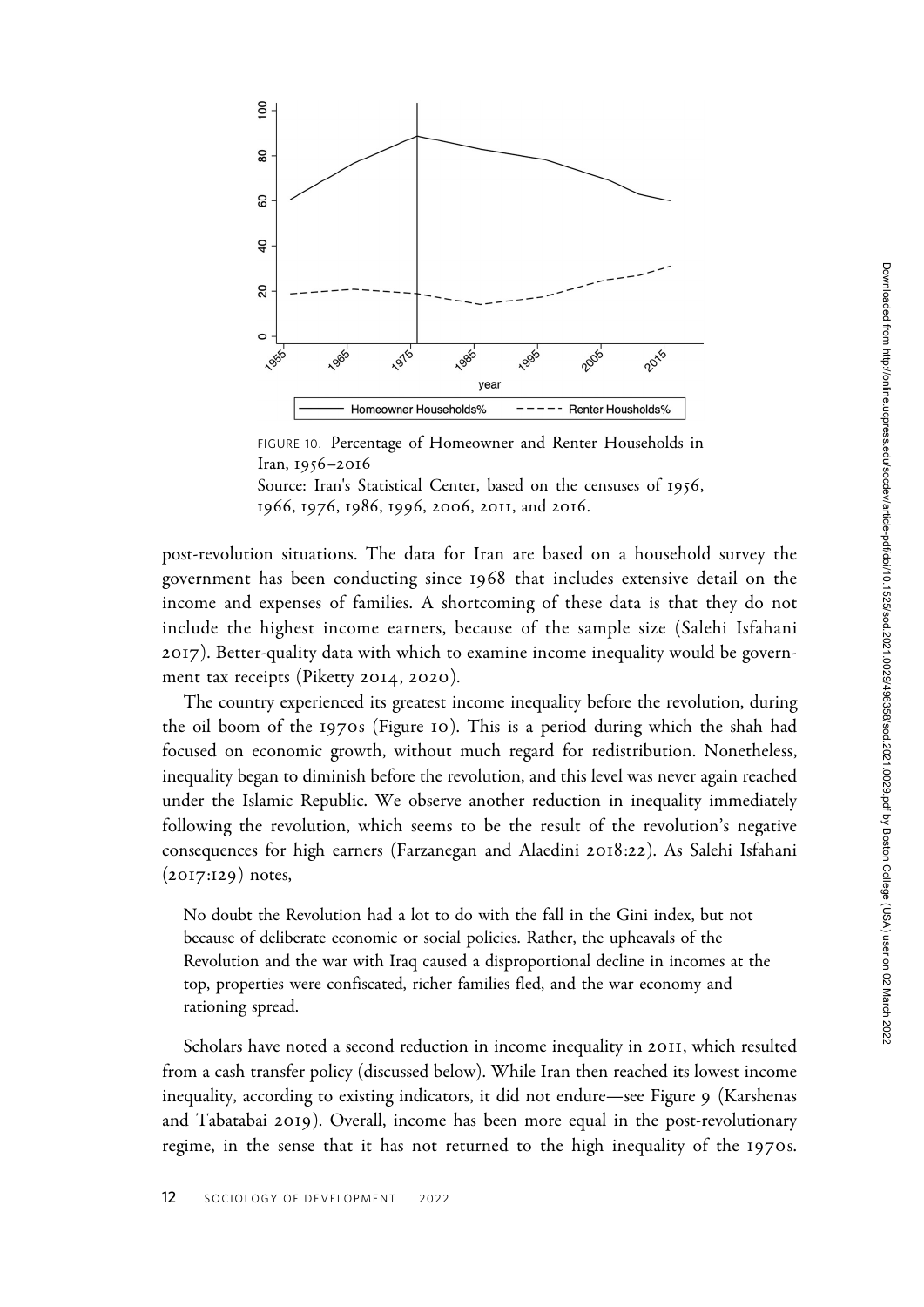FIGURE 10. Percentage of Homeowner and Renter Households in Iran, 1956–2016

Source: Iran's Statistical Center, based on the censuses of 1956, 1966, 1976, 1986, 1996, 2006, 2011, and 2016.

post-revolution situations. The data for Iran are based on a household survey the government has been conducting since 1968 that includes extensive detail on the income and expenses of families. A shortcoming of these data is that they do not include the highest income earners, because of the sample size (Salehi Isfahani 2017). Better-quality data with which to examine income inequality would be government tax receipts (Piketty 2014, 2020).

The country experienced its greatest income inequality before the revolution, during the oil boom of the 1970s (Figure 10). This is a period during which the shah had focused on economic growth, without much regard for redistribution. Nonetheless, inequality began to diminish before the revolution, and this level was never again reached under the Islamic Republic. We observe another reduction in inequality immediately following the revolution, which seems to be the result of the revolution's negative consequences for high earners (Farzanegan and Alaedini 2018:22). As Salehi Isfahani (2017:129) notes,

> No doubt the Revolution had a lot to do with the fall in the Gini index, but not because of deliberate economic or social policies. Rather, the upheavals of the Revolution and the war with Iraq caused a disproportional decline in incomes at the top, properties were confiscated, richer families fled, and the war economy and rationing spread.

Scholars have noted a second reduction in income inequality in 2011, which resulted from a cash transfer policy (discussed below). While Iran then reached its lowest income inequality, according to existing indicators, it did not endure—see Figure 9 (Karshenas and Tabatabai 2019). Overall, income has been more equal in the post-revolutionary regime, in the sense that it has not returned to the high inequality of the 1970s.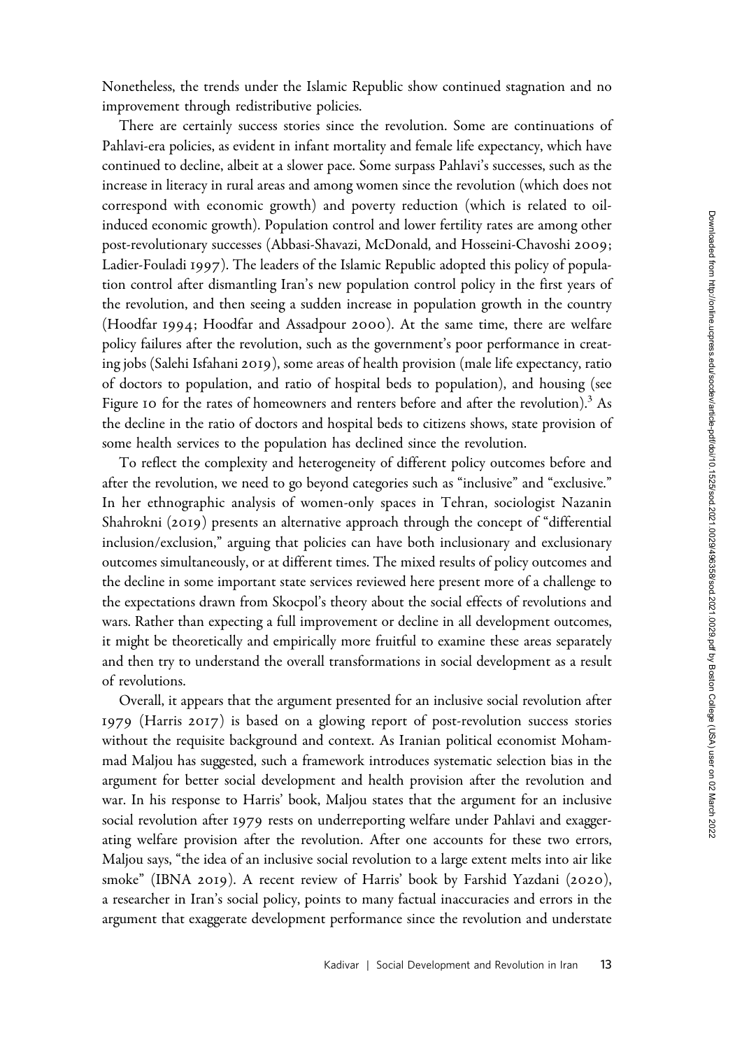Nonetheless, the trends under the Islamic Republic show continued stagnation and no improvement through redistributive policies.

There are certainly success stories since the revolution. Some are continuations of Pahlavi-era policies, as evident in infant mortality and female life expectancy, which have continued to decline, albeit at a slower pace. Some surpass Pahlavi's successes, such as the increase in literacy in rural areas and among women since the revolution (which does not correspond with economic growth) and poverty reduction (which is related to oil-induced economic growth). Population control and lower fertility rates are among other post-revolutionary successes (Abbasi-Shavazi, McDonald, and Hosseini-Chavoshi 2009; Ladier-Fouladi 1997). The leaders of the Islamic Republic adopted this policy of population control after dismantling Iran's new population control policy in the first years of the revolution, and then seeing a sudden increase in population growth in the country (Hoodfar 1994; Hoodfar and Assadpour 2000). At the same time, there are welfare policy failures after the revolution, such as the government's poor performance in creating jobs (Salehi Isfahani 2019), some areas of health provision (male life expectancy, ratio of doctors to population, and ratio of hospital beds to population), and housing (see Figure 10 for the rates of homeowners and renters before and after the revolution).[3] As the decline in the ratio of doctors and hospital beds to citizens shows, state provision of some health services to the population has declined since the revolution.

To reflect the complexity and heterogeneity of different policy outcomes before and after the revolution, we need to go beyond categories such as "inclusive" and "exclusive." In her ethnographic analysis of women-only spaces in Tehran, sociologist Nazanin Shahrokni (2019) presents an alternative approach through the concept of "differential inclusion/exclusion," arguing that policies can have both inclusionary and exclusionary outcomes simultaneously, or at different times. The mixed results of policy outcomes and the decline in some important state services reviewed here present more of a challenge to the expectations drawn from Skocpol's theory about the social effects of revolutions and wars. Rather than expecting a full improvement or decline in all development outcomes, it might be theoretically and empirically more fruitful to examine these areas separately and then try to understand the overall transformations in social development as a result of revolutions.

Overall, it appears that the argument presented for an inclusive social revolution after 1979 (Harris 2017) is based on a glowing report of post-revolution success stories without the requisite background and context. As Iranian political economist Mohammad Maljou has suggested, such a framework introduces systematic selection bias in the argument for better social development and health provision after the revolution and war. In his response to Harris' book, Maljou states that the argument for an inclusive social revolution after 1979 rests on underreporting welfare under Pahlavi and exaggerating welfare provision after the revolution. After one accounts for these two errors, Maljou says, "the idea of an inclusive social revolution to a large extent melts into air like smoke" (IBNA 2019). A recent review of Harris' book by Farshid Yazdani (2020), a researcher in Iran's social policy, points to many factual inaccuracies and errors in the argument that exaggerate development performance since the revolution and understate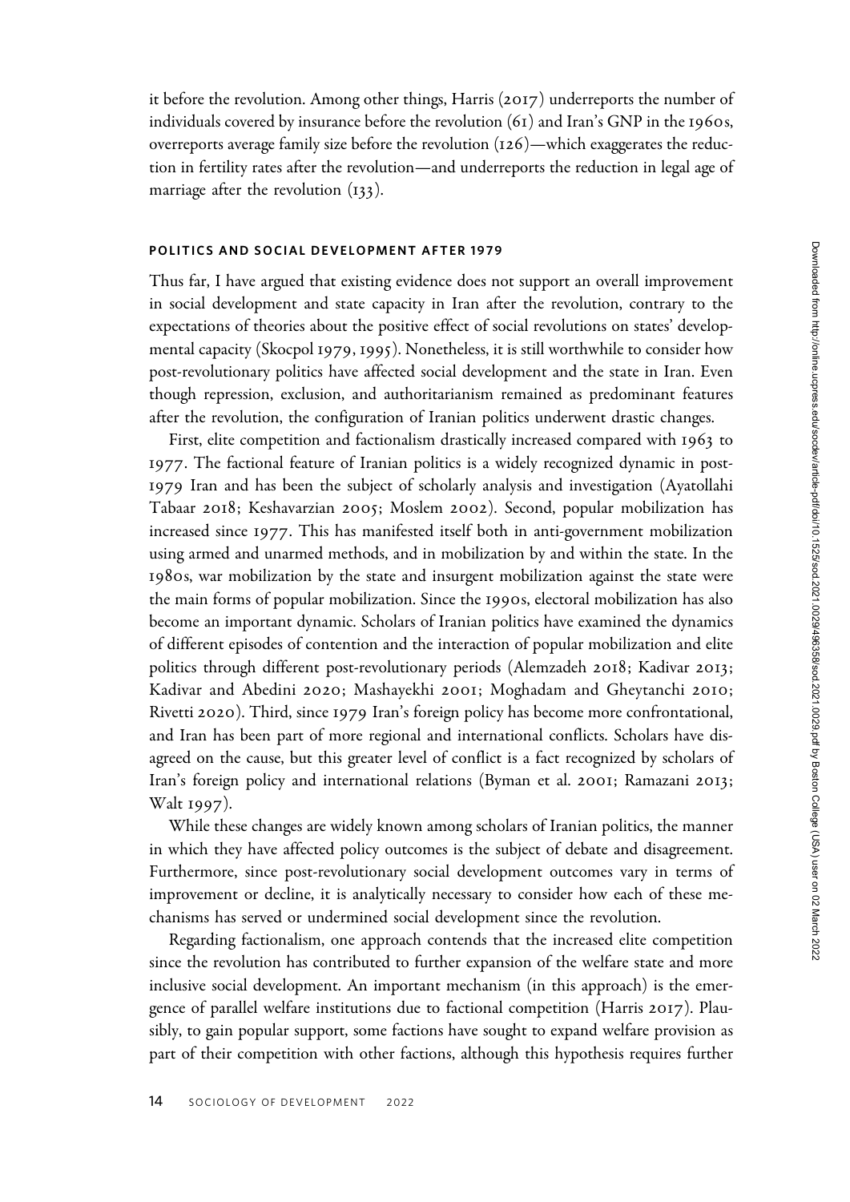it before the revolution. Among other things, Harris (2017) underreports the number of individuals covered by insurance before the revolution (61) and Iran's GNP in the 1960s, overreports average family size before the revolution (126)—which exaggerates the reduction in fertility rates after the revolution—and underreports the reduction in legal age of marriage after the revolution (133).

## POLITICS AND SOCIAL DEVELOPMENT AFTER 1979

Thus far, I have argued that existing evidence does not support an overall improvement in social development and state capacity in Iran after the revolution, contrary to the expectations of theories about the positive effect of social revolutions on states' developmental capacity (Skocpol 1979, 1995). Nonetheless, it is still worthwhile to consider how post-revolutionary politics have affected social development and the state in Iran. Even though repression, exclusion, and authoritarianism remained as predominant features after the revolution, the configuration of Iranian politics underwent drastic changes.

First, elite competition and factionalism drastically increased compared with 1963 to 1977. The factional feature of Iranian politics is a widely recognized dynamic in post-1979 Iran and has been the subject of scholarly analysis and investigation (Ayatollahi Tabaar 2018; Keshavarzian 2005; Moslem 2002). Second, popular mobilization has increased since 1977. This has manifested itself both in anti-government mobilization using armed and unarmed methods, and in mobilization by and within the state. In the 1980s, war mobilization by the state and insurgent mobilization against the state were the main forms of popular mobilization. Since the 1990s, electoral mobilization has also become an important dynamic. Scholars of Iranian politics have examined the dynamics of different episodes of contention and the interaction of popular mobilization and elite politics through different post-revolutionary periods (Alemzadeh 2018; Kadivar 2013; Kadivar and Abedini 2020; Mashayekhi 2001; Moghadam and Gheytanchi 2010; Rivetti 2020). Third, since 1979 Iran's foreign policy has become more confrontational, and Iran has been part of more regional and international conflicts. Scholars have disagreed on the cause, but this greater level of conflict is a fact recognized by scholars of Iran's foreign policy and international relations (Byman et al. 2001; Ramazani 2013; Walt 1997).

While these changes are widely known among scholars of Iranian politics, the manner in which they have affected policy outcomes is the subject of debate and disagreement. Furthermore, since post-revolutionary social development outcomes vary in terms of improvement or decline, it is analytically necessary to consider how each of these mechanisms has served or undermined social development since the revolution.

Regarding factionalism, one approach contends that the increased elite competition since the revolution has contributed to further expansion of the welfare state and more inclusive social development. An important mechanism (in this approach) is the emergence of parallel welfare institutions due to factional competition (Harris 2017). Plausibly, to gain popular support, some factions have sought to expand welfare provision as part of their competition with other factions, although this hypothesis requires further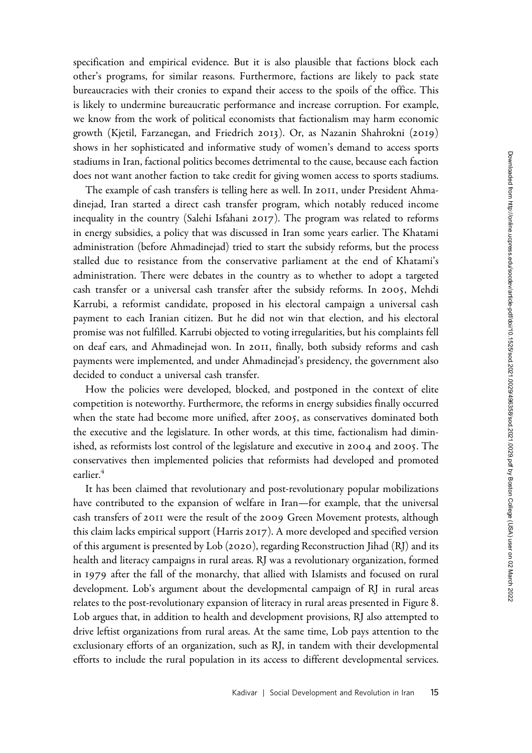specification and empirical evidence. But it is also plausible that factions block each other's programs, for similar reasons. Furthermore, factions are likely to pack state bureaucracies with their cronies to expand their access to the spoils of the office. This is likely to undermine bureaucratic performance and increase corruption. For example, we know from the work of political economists that factionalism may harm economic growth (Kjetil, Farzanegan, and Friedrich 2013). Or, as Nazanin Shahrokni (2019) shows in her sophisticated and informative study of women's demand to access sports stadiums in Iran, factional politics becomes detrimental to the cause, because each faction does not want another faction to take credit for giving women access to sports stadiums.

The example of cash transfers is telling here as well. In 2011, under President Ahmadinejad, Iran started a direct cash transfer program, which notably reduced income inequality in the country (Salehi Isfahani 2017). The program was related to reforms in energy subsidies, a policy that was discussed in Iran some years earlier. The Khatami administration (before Ahmadinejad) tried to start the subsidy reforms, but the process stalled due to resistance from the conservative parliament at the end of Khatami's administration. There were debates in the country as to whether to adopt a targeted cash transfer or a universal cash transfer after the subsidy reforms. In 2005, Mehdi Karrubi, a reformist candidate, proposed in his electoral campaign a universal cash payment to each Iranian citizen. But he did not win that election, and his electoral promise was not fulfilled. Karrubi objected to voting irregularities, but his complaints fell on deaf ears, and Ahmadinejad won. In 2011, finally, both subsidy reforms and cash payments were implemented, and under Ahmadinejad's presidency, the government also decided to conduct a universal cash transfer.

How the policies were developed, blocked, and postponed in the context of elite competition is noteworthy. Furthermore, the reforms in energy subsidies finally occurred when the state had become more unified, after 2005, as conservatives dominated both the executive and the legislature. In other words, at this time, factionalism had diminished, as reformists lost control of the legislature and executive in 2004 and 2005. The conservatives then implemented policies that reformists had developed and promoted earlier.[4]

It has been claimed that revolutionary and post-revolutionary popular mobilizations have contributed to the expansion of welfare in Iran—for example, that the universal cash transfers of 2011 were the result of the 2009 Green Movement protests, although this claim lacks empirical support (Harris 2017). A more developed and specified version of this argument is presented by Lob (2020), regarding Reconstruction Jihad (RJ) and its health and literacy campaigns in rural areas. RJ was a revolutionary organization, formed in 1979 after the fall of the monarchy, that allied with Islamists and focused on rural development. Lob's argument about the developmental campaign of RJ in rural areas relates to the post-revolutionary expansion of literacy in rural areas presented in Figure 8. Lob argues that, in addition to health and development provisions, RJ also attempted to drive leftist organizations from rural areas. At the same time, Lob pays attention to the exclusionary efforts of an organization, such as RJ, in tandem with their developmental efforts to include the rural population in its access to different developmental services.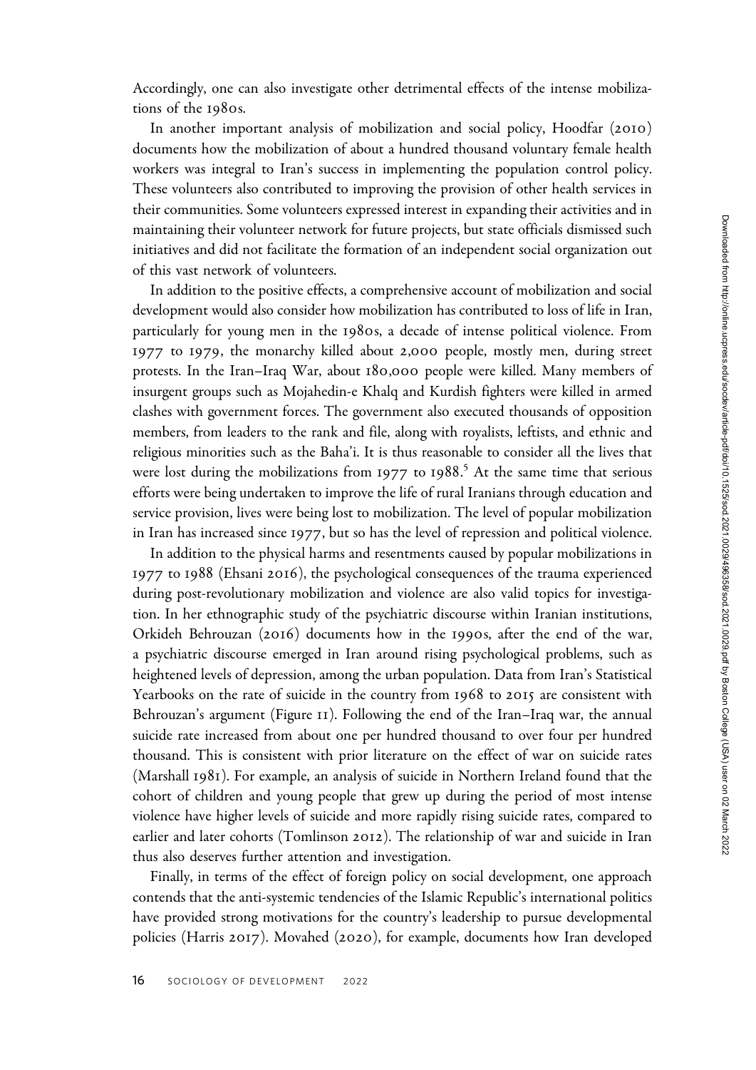Accordingly, one can also investigate other detrimental effects of the intense mobilizations of the 1980s.

In another important analysis of mobilization and social policy, Hoodfar (2010) documents how the mobilization of about a hundred thousand voluntary female health workers was integral to Iran's success in implementing the population control policy. These volunteers also contributed to improving the provision of other health services in their communities. Some volunteers expressed interest in expanding their activities and in maintaining their volunteer network for future projects, but state officials dismissed such initiatives and did not facilitate the formation of an independent social organization out of this vast network of volunteers.

In addition to the positive effects, a comprehensive account of mobilization and social development would also consider how mobilization has contributed to loss of life in Iran, particularly for young men in the 1980s, a decade of intense political violence. From 1977 to 1979, the monarchy killed about 2,000 people, mostly men, during street protests. In the Iran–Iraq War, about 180,000 people were killed. Many members of insurgent groups such as Mojahedin-e Khalq and Kurdish fighters were killed in armed clashes with government forces. The government also executed thousands of opposition members, from leaders to the rank and file, along with royalists, leftists, and ethnic and religious minorities such as the Baha'i. It is thus reasonable to consider all the lives that were lost during the mobilizations from 1977 to 1988.[5] At the same time that serious efforts were being undertaken to improve the life of rural Iranians through education and service provision, lives were being lost to mobilization. The level of popular mobilization in Iran has increased since 1977, but so has the level of repression and political violence.

In addition to the physical harms and resentments caused by popular mobilizations in 1977 to 1988 (Ehsani 2016), the psychological consequences of the trauma experienced during post-revolutionary mobilization and violence are also valid topics for investigation. In her ethnographic study of the psychiatric discourse within Iranian institutions, Orkideh Behrouzan (2016) documents how in the 1990s, after the end of the war, a psychiatric discourse emerged in Iran around rising psychological problems, such as heightened levels of depression, among the urban population. Data from Iran's Statistical Yearbooks on the rate of suicide in the country from 1968 to 2015 are consistent with Behrouzan's argument (Figure 11). Following the end of the Iran–Iraq war, the annual suicide rate increased from about one per hundred thousand to over four per hundred thousand. This is consistent with prior literature on the effect of war on suicide rates (Marshall 1981). For example, an analysis of suicide in Northern Ireland found that the cohort of children and young people that grew up during the period of most intense violence have higher levels of suicide and more rapidly rising suicide rates, compared to earlier and later cohorts (Tomlinson 2012). The relationship of war and suicide in Iran thus also deserves further attention and investigation.

Finally, in terms of the effect of foreign policy on social development, one approach contends that the anti-systemic tendencies of the Islamic Republic's international politics have provided strong motivations for the country's leadership to pursue developmental policies (Harris 2017). Movahed (2020), for example, documents how Iran developed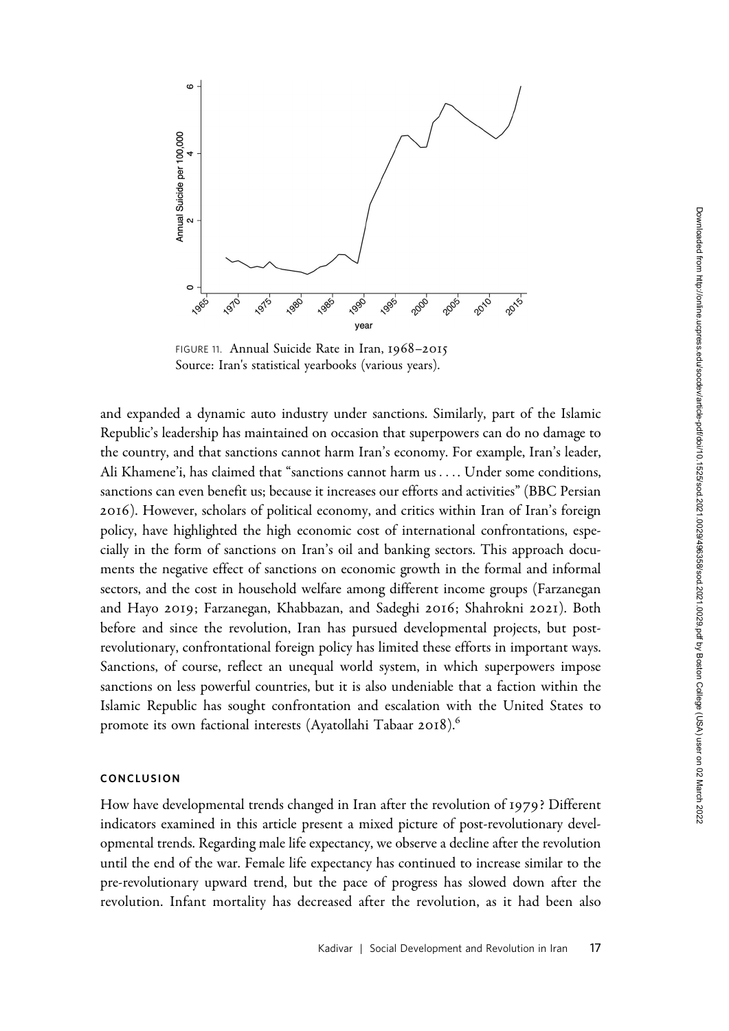FIGURE 11. Annual Suicide Rate in Iran, 1968–2015
Source: Iran's statistical yearbooks (various years).

and expanded a dynamic auto industry under sanctions. Similarly, part of the Islamic Republic's leadership has maintained on occasion that superpowers can do no damage to the country, and that sanctions cannot harm Iran's economy. For example, Iran's leader, Ali Khamene'i, has claimed that "sanctions cannot harm us . . . . Under some conditions, sanctions can even benefit us; because it increases our efforts and activities" (BBC Persian 2016). However, scholars of political economy, and critics within Iran of Iran's foreign policy, have highlighted the high economic cost of international confrontations, especially in the form of sanctions on Iran's oil and banking sectors. This approach documents the negative effect of sanctions on economic growth in the formal and informal sectors, and the cost in household welfare among different income groups (Farzanegan and Hayo 2019; Farzanegan, Khabbazan, and Sadeghi 2016; Shahrokni 2021). Both before and since the revolution, Iran has pursued developmental projects, but post-revolutionary, confrontational foreign policy has limited these efforts in important ways. Sanctions, of course, reflect an unequal world system, in which superpowers impose sanctions on less powerful countries, but it is also undeniable that a faction within the Islamic Republic has sought confrontation and escalation with the United States to promote its own factional interests (Ayatollahi Tabaar 2018).[6]

## CONCLUSION

How have developmental trends changed in Iran after the revolution of 1979? Different indicators examined in this article present a mixed picture of post-revolutionary developmental trends. Regarding male life expectancy, we observe a decline after the revolution until the end of the war. Female life expectancy has continued to increase similar to the pre-revolutionary upward trend, but the pace of progress has slowed down after the revolution. Infant mortality has decreased after the revolution, as it had been also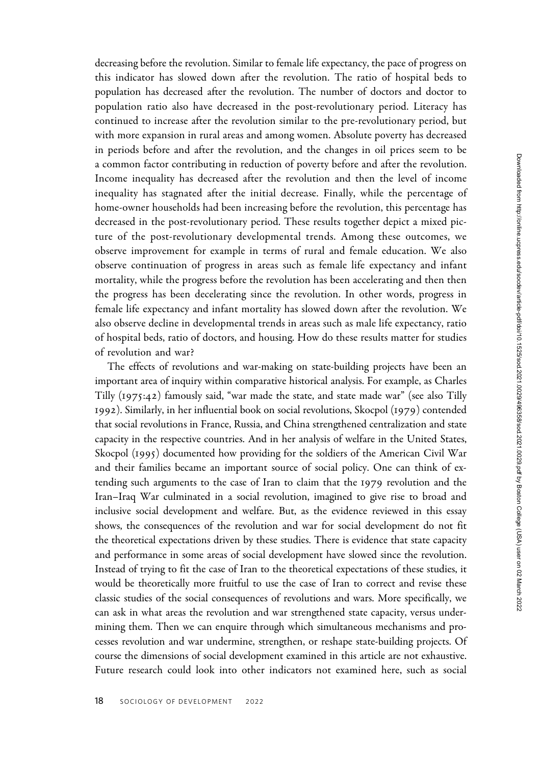decreasing before the revolution. Similar to female life expectancy, the pace of progress on this indicator has slowed down after the revolution. The ratio of hospital beds to population has decreased after the revolution. The number of doctors and doctor to population ratio also have decreased in the post-revolutionary period. Literacy has continued to increase after the revolution similar to the pre-revolutionary period, but with more expansion in rural areas and among women. Absolute poverty has decreased in periods before and after the revolution, and the changes in oil prices seem to be a common factor contributing in reduction of poverty before and after the revolution. Income inequality has decreased after the revolution and then the level of income inequality has stagnated after the initial decrease. Finally, while the percentage of home-owner households had been increasing before the revolution, this percentage has decreased in the post-revolutionary period. These results together depict a mixed picture of the post-revolutionary developmental trends. Among these outcomes, we observe improvement for example in terms of rural and female education. We also observe continuation of progress in areas such as female life expectancy and infant mortality, while the progress before the revolution has been accelerating and then then the progress has been decelerating since the revolution. In other words, progress in female life expectancy and infant mortality has slowed down after the revolution. We also observe decline in developmental trends in areas such as male life expectancy, ratio of hospital beds, ratio of doctors, and housing. How do these results matter for studies of revolution and war?

The effects of revolutions and war-making on state-building projects have been an important area of inquiry within comparative historical analysis. For example, as Charles Tilly (1975:42) famously said, "war made the state, and state made war" (see also Tilly 1992). Similarly, in her influential book on social revolutions, Skocpol (1979) contended that social revolutions in France, Russia, and China strengthened centralization and state capacity in the respective countries. And in her analysis of welfare in the United States, Skocpol (1995) documented how providing for the soldiers of the American Civil War and their families became an important source of social policy. One can think of extending such arguments to the case of Iran to claim that the 1979 revolution and the Iran–Iraq War culminated in a social revolution, imagined to give rise to broad and inclusive social development and welfare. But, as the evidence reviewed in this essay shows, the consequences of the revolution and war for social development do not fit the theoretical expectations driven by these studies. There is evidence that state capacity and performance in some areas of social development have slowed since the revolution. Instead of trying to fit the case of Iran to the theoretical expectations of these studies, it would be theoretically more fruitful to use the case of Iran to correct and revise these classic studies of the social consequences of revolutions and wars. More specifically, we can ask in what areas the revolution and war strengthened state capacity, versus undermining them. Then we can enquire through which simultaneous mechanisms and processes revolution and war undermine, strengthen, or reshape state-building projects. Of course the dimensions of social development examined in this article are not exhaustive. Future research could look into other indicators not examined here, such as social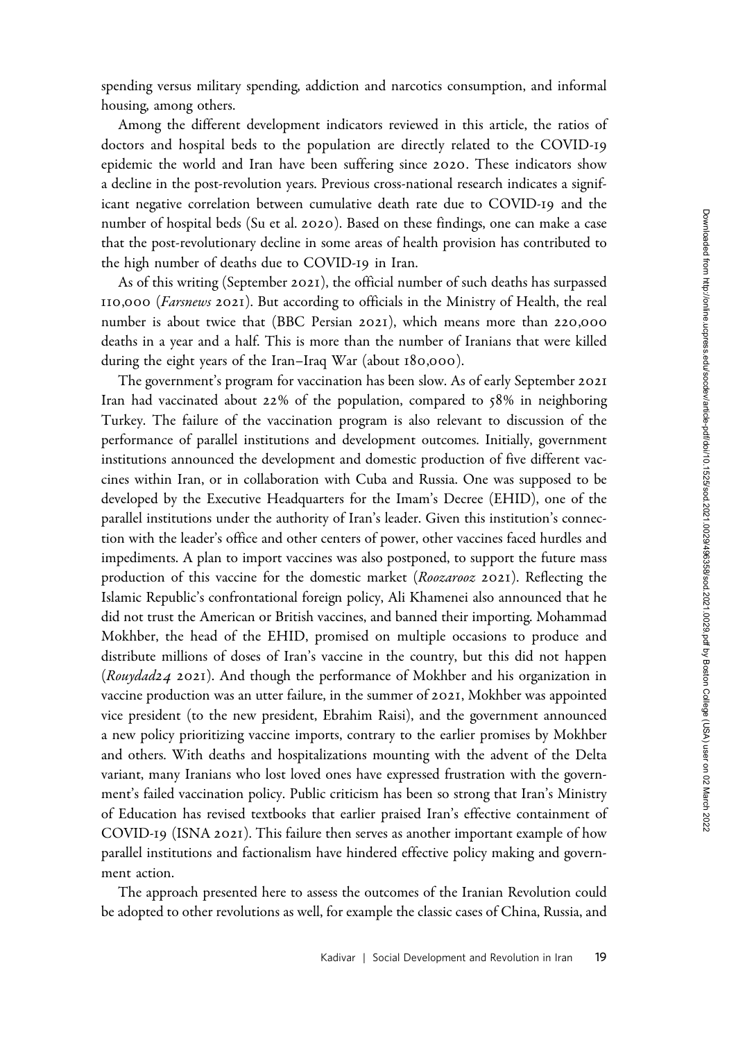spending versus military spending, addiction and narcotics consumption, and informal housing, among others.

Among the different development indicators reviewed in this article, the ratios of doctors and hospital beds to the population are directly related to the COVID-19 epidemic the world and Iran have been suffering since 2020. These indicators show a decline in the post-revolution years. Previous cross-national research indicates a significant negative correlation between cumulative death rate due to COVID-19 and the number of hospital beds (Su et al. 2020). Based on these findings, one can make a case that the post-revolutionary decline in some areas of health provision has contributed to the high number of deaths due to COVID-19 in Iran.

As of this writing (September 2021), the official number of such deaths has surpassed 110,000 (*Farsnews* 2021). But according to officials in the Ministry of Health, the real number is about twice that (BBC Persian 2021), which means more than 220,000 deaths in a year and a half. This is more than the number of Iranians that were killed during the eight years of the Iran–Iraq War (about 180,000).

The government's program for vaccination has been slow. As of early September 2021 Iran had vaccinated about 22% of the population, compared to 58% in neighboring Turkey. The failure of the vaccination program is also relevant to discussion of the performance of parallel institutions and development outcomes. Initially, government institutions announced the development and domestic production of five different vaccines within Iran, or in collaboration with Cuba and Russia. One was supposed to be developed by the Executive Headquarters for the Imam's Decree (EHID), one of the parallel institutions under the authority of Iran's leader. Given this institution's connection with the leader's office and other centers of power, other vaccines faced hurdles and impediments. A plan to import vaccines was also postponed, to support the future mass production of this vaccine for the domestic market (*Roozarooz* 2021). Reflecting the Islamic Republic's confrontational foreign policy, Ali Khamenei also announced that he did not trust the American or British vaccines, and banned their importing. Mohammad Mokhber, the head of the EHID, promised on multiple occasions to produce and distribute millions of doses of Iran's vaccine in the country, but this did not happen (*Rouydad24* 2021). And though the performance of Mokhber and his organization in vaccine production was an utter failure, in the summer of 2021, Mokhber was appointed vice president (to the new president, Ebrahim Raisi), and the government announced a new policy prioritizing vaccine imports, contrary to the earlier promises by Mokhber and others. With deaths and hospitalizations mounting with the advent of the Delta variant, many Iranians who lost loved ones have expressed frustration with the government's failed vaccination policy. Public criticism has been so strong that Iran's Ministry of Education has revised textbooks that earlier praised Iran's effective containment of COVID-19 (ISNA 2021). This failure then serves as another important example of how parallel institutions and factionalism have hindered effective policy making and government action.

The approach presented here to assess the outcomes of the Iranian Revolution could be adopted to other revolutions as well, for example the classic cases of China, Russia, and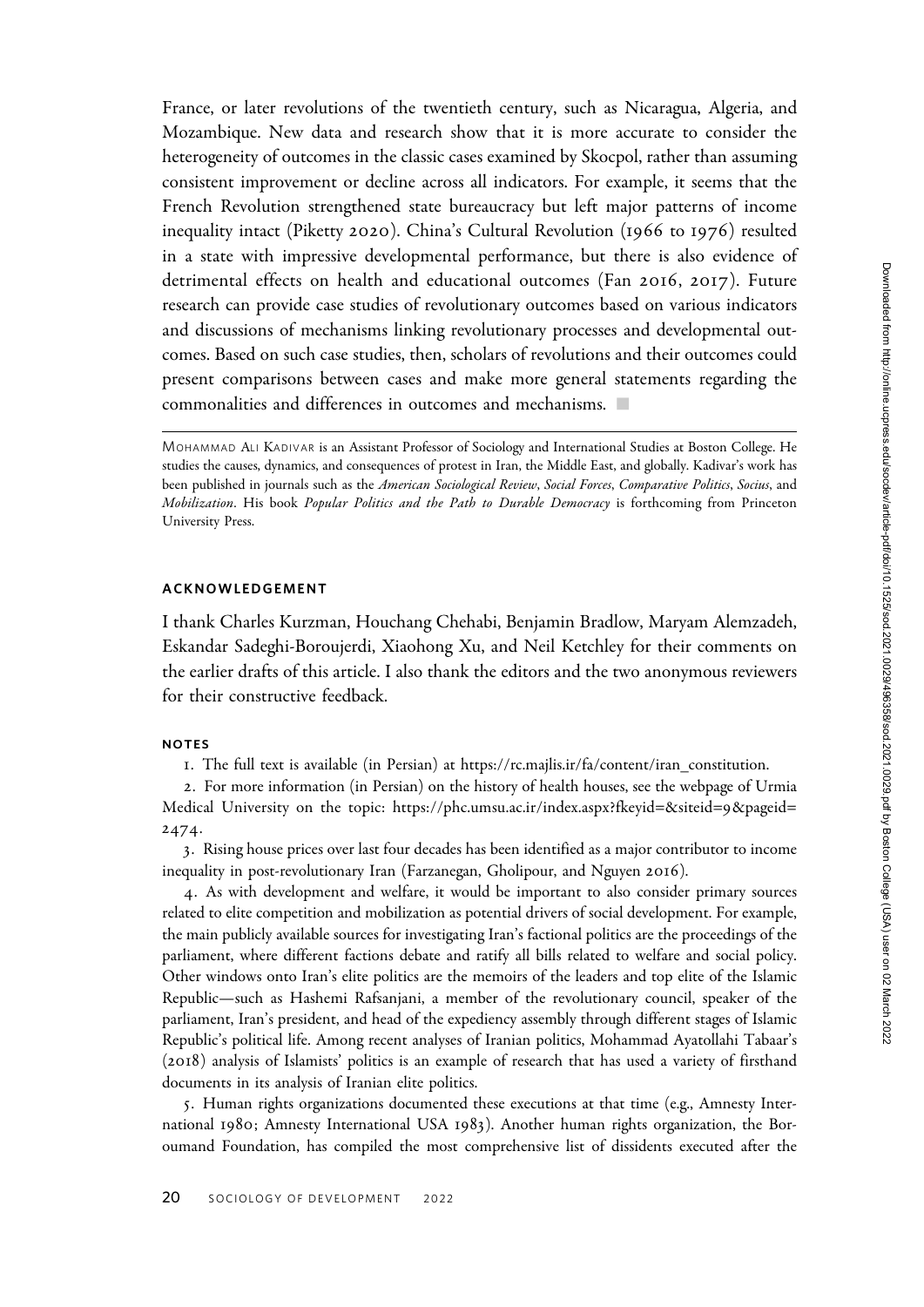France, or later revolutions of the twentieth century, such as Nicaragua, Algeria, and Mozambique. New data and research show that it is more accurate to consider the heterogeneity of outcomes in the classic cases examined by Skocpol, rather than assuming consistent improvement or decline across all indicators. For example, it seems that the French Revolution strengthened state bureaucracy but left major patterns of income inequality intact (Piketty 2020). China's Cultural Revolution (1966 to 1976) resulted in a state with impressive developmental performance, but there is also evidence of detrimental effects on health and educational outcomes (Fan 2016, 2017). Future research can provide case studies of revolutionary outcomes based on various indicators and discussions of mechanisms linking revolutionary processes and developmental outcomes. Based on such case studies, then, scholars of revolutions and their outcomes could present comparisons between cases and make more general statements regarding the commonalities and differences in outcomes and mechanisms. ■

---

MOHAMMAD ALI KADIVAR is an Assistant Professor of Sociology and International Studies at Boston College. He studies the causes, dynamics, and consequences of protest in Iran, the Middle East, and globally. Kadivar's work has been published in journals such as the *American Sociological Review*, *Social Forces*, *Comparative Politics*, *Socius*, and *Mobilization*. His book *Popular Politics and the Path to Durable Democracy* is forthcoming from Princeton University Press.

## ACKNOWLEDGEMENT

I thank Charles Kurzman, Houchang Chehabi, Benjamin Bradlow, Maryam Alemzadeh, Eskandar Sadeghi-Boroujerdi, Xiaohong Xu, and Neil Ketchley for their comments on the earlier drafts of this article. I also thank the editors and the two anonymous reviewers for their constructive feedback.

## NOTES

1. The full text is available (in Persian) at https://rc.majlis.ir/fa/content/iran_constitution.

2. For more information (in Persian) on the history of health houses, see the webpage of Urmia Medical University on the topic: https://phc.umsu.ac.ir/index.aspx?fkeyid=&siteid=9&pageid=2474.

3. Rising house prices over last four decades has been identified as a major contributor to income inequality in post-revolutionary Iran (Farzanegan, Gholipour, and Nguyen 2016).

4. As with development and welfare, it would be important to also consider primary sources related to elite competition and mobilization as potential drivers of social development. For example, the main publicly available sources for investigating Iran's factional politics are the proceedings of the parliament, where different factions debate and ratify all bills related to welfare and social policy. Other windows onto Iran's elite politics are the memoirs of the leaders and top elite of the Islamic Republic—such as Hashemi Rafsanjani, a member of the revolutionary council, speaker of the parliament, Iran's president, and head of the expediency assembly through different stages of Islamic Republic's political life. Among recent analyses of Iranian politics, Mohammad Ayatollahi Tabaar's (2018) analysis of Islamists' politics is an example of research that has used a variety of firsthand documents in its analysis of Iranian elite politics.

5. Human rights organizations documented these executions at that time (e.g., Amnesty International 1980; Amnesty International USA 1983). Another human rights organization, the Boroumand Foundation, has compiled the most comprehensive list of dissidents executed after the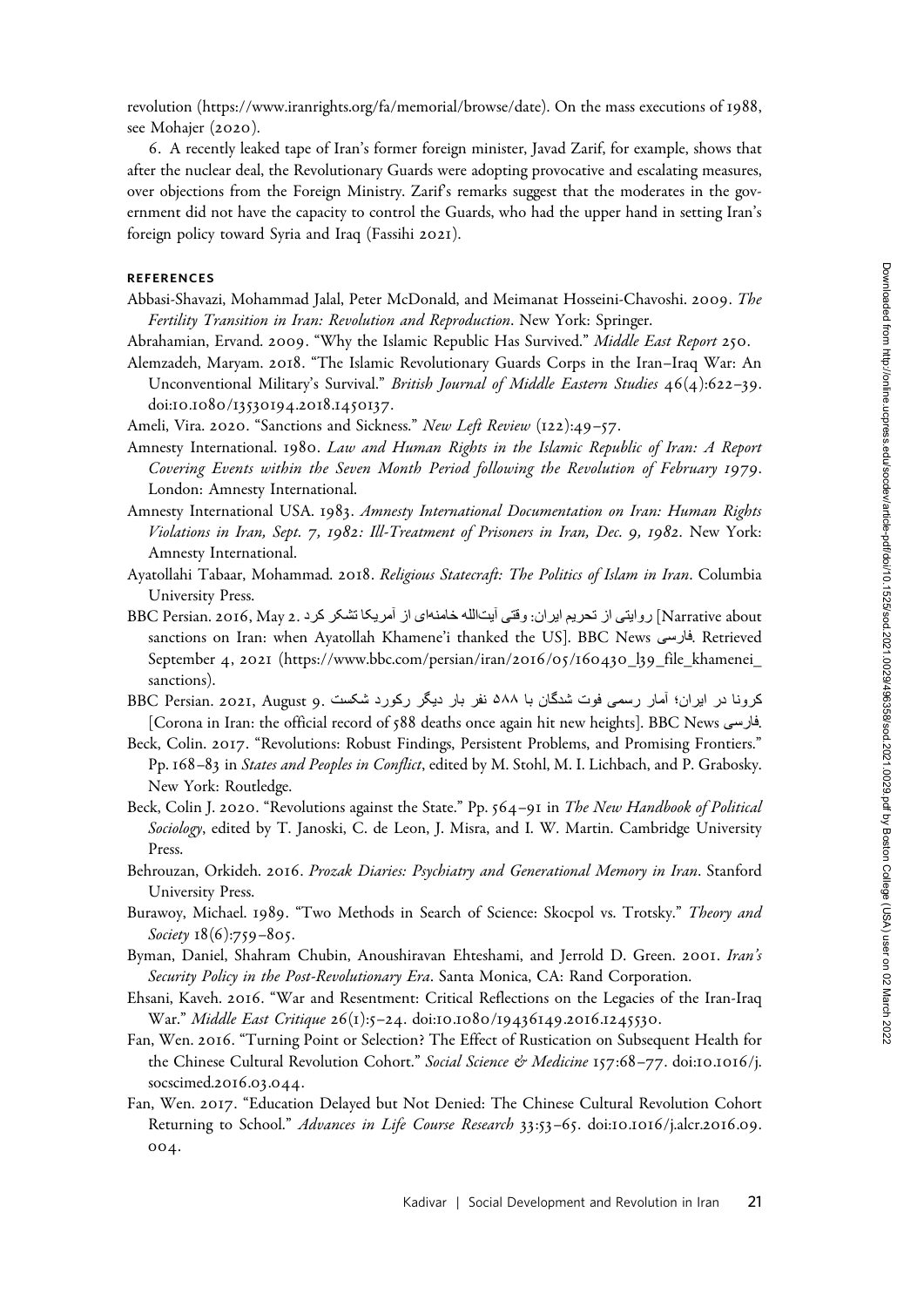revolution (https://www.iranrights.org/fa/memorial/browse/date). On the mass executions of 1988, see Mohajer (2020).

6. A recently leaked tape of Iran's former foreign minister, Javad Zarif, for example, shows that after the nuclear deal, the Revolutionary Guards were adopting provocative and escalating measures, over objections from the Foreign Ministry. Zarif's remarks suggest that the moderates in the government did not have the capacity to control the Guards, who had the upper hand in setting Iran's foreign policy toward Syria and Iraq (Fassihi 2021).

## REFERENCES

Abbasi-Shavazi, Mohammad Jalal, Peter McDonald, and Meimanat Hosseini-Chavoshi. 2009. *The Fertility Transition in Iran: Revolution and Reproduction*. New York: Springer.

Abrahamian, Ervand. 2009. "Why the Islamic Republic Has Survived." *Middle East Report* 250.

Alemzadeh, Maryam. 2018. "The Islamic Revolutionary Guards Corps in the Iran–Iraq War: An Unconventional Military's Survival." *British Journal of Middle Eastern Studies* 46(4):622–39. doi:10.1080/13530194.2018.1450137.

Ameli, Vira. 2020. "Sanctions and Sickness." *New Left Review* (122):49–57.

Amnesty International. 1980. *Law and Human Rights in the Islamic Republic of Iran: A Report Covering Events within the Seven Month Period following the Revolution of February 1979*. London: Amnesty International.

Amnesty International USA. 1983. *Amnesty International Documentation on Iran: Human Rights Violations in Iran, Sept. 7, 1982: Ill-Treatment of Prisoners in Iran, Dec. 9, 1982*. New York: Amnesty International.

Ayatollahi Tabaar, Mohammad. 2018. *Religious Statecraft: The Politics of Islam in Iran*. Columbia University Press.

BBC Persian. 2016, May 2. روایتی از تحریم ایران: وقتی آیت‌الله خامنه‌ای از آمریکا تشکر کرد [Narrative about sanctions on Iran: when Ayatollah Khamene'i thanked the US]. BBC News فارسی. Retrieved September 4, 2021 (https://www.bbc.com/persian/iran/2016/05/160430_l39_file_khamenei_sanctions).

BBC Persian. 2021, August 9. کرونا در ایران؛ آمار رسمی فوت شدگان با ۵۸۸ نفر بار دیگر رکورد شکست [Corona in Iran: the official record of 588 deaths once again hit new heights]. BBC News فارسی.

Beck, Colin. 2017. "Revolutions: Robust Findings, Persistent Problems, and Promising Frontiers." Pp. 168–83 in *States and Peoples in Conflict*, edited by M. Stohl, M. I. Lichbach, and P. Grabosky. New York: Routledge.

Beck, Colin J. 2020. "Revolutions against the State." Pp. 564–91 in *The New Handbook of Political Sociology*, edited by T. Janoski, C. de Leon, J. Misra, and I. W. Martin. Cambridge University Press.

Behrouzan, Orkideh. 2016. *Prozak Diaries: Psychiatry and Generational Memory in Iran*. Stanford University Press.

Burawoy, Michael. 1989. "Two Methods in Search of Science: Skocpol vs. Trotsky." *Theory and Society* 18(6):759–805.

Byman, Daniel, Shahram Chubin, Anoushiravan Ehteshami, and Jerrold D. Green. 2001. *Iran's Security Policy in the Post-Revolutionary Era*. Santa Monica, CA: Rand Corporation.

Ehsani, Kaveh. 2016. "War and Resentment: Critical Reflections on the Legacies of the Iran-Iraq War." *Middle East Critique* 26(1):5–24. doi:10.1080/19436149.2016.1245530.

Fan, Wen. 2016. "Turning Point or Selection? The Effect of Rustication on Subsequent Health for the Chinese Cultural Revolution Cohort." *Social Science & Medicine* 157:68–77. doi:10.1016/j.socscimed.2016.03.044.

Fan, Wen. 2017. "Education Delayed but Not Denied: The Chinese Cultural Revolution Cohort Returning to School." *Advances in Life Course Research* 33:53–65. doi:10.1016/j.alcr.2016.09.004.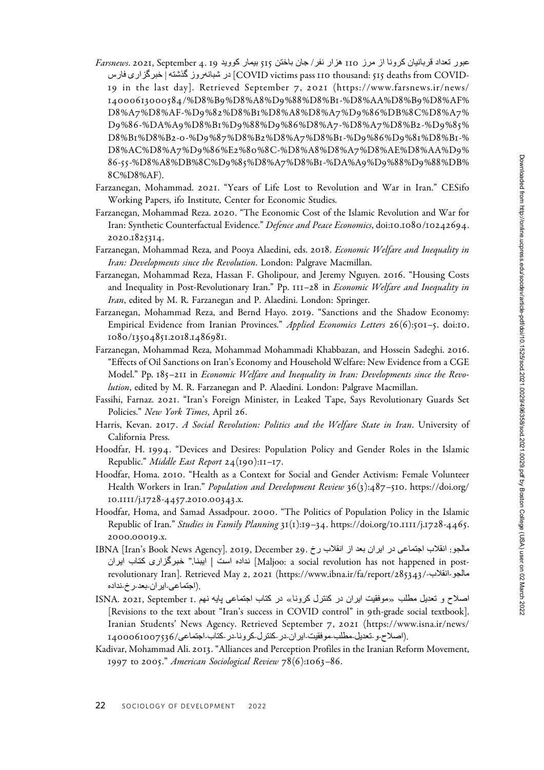*Farsnews*. 2021, September 4. عبور تعداد قربانیان کرونا از مرز ۱۱۰ هزار نفر/ جان باختن ۵۱۵ بیمار کووید ۱۹ در شبانه‌روز گذشته | خبرگزاری فارس [COVID victims pass 110 thousand: 515 deaths from COVID-19 in the last day]. Retrieved September 7, 2021 (https://www.farsnews.ir/news/14000613000584/%D8%B9%D8%A8%D9%88%D8%B1-%D8%AA%D8%B9%D8%AF%D8%A7%D8%AF-%D9%82%D8%B1%D8%A8%D8%A7%D9%86%DB%8C%D8%A7%D9%86-%DA%A9%D8%B1%D9%88%D9%86%D8%A7-%D8%A7%D8%B2-%D9%85%D8%B1%D8%B2-0-%D9%87%D8%B2%D8%A7%D8%B1-%D9%86%D9%81%D8%B1-%D8%AC%D8%A7%D9%86%E2%80%8C-%D8%A8%D8%A7%D8%AE%D8%AA%D9%86-55-%D8%A8%DB%8C%D9%85%D8%A7%D8%B1-%DA%A9%D9%88%D9%88%DB%8C%D8%AF).

Farzanegan, Mohammad. 2021. "Years of Life Lost to Revolution and War in Iran." CESifo Working Papers, ifo Institute, Center for Economic Studies.

Farzanegan, Mohammad Reza. 2020. "The Economic Cost of the Islamic Revolution and War for Iran: Synthetic Counterfactual Evidence." *Defence and Peace Economics*, doi:10.1080/10242694.2020.1825314.

Farzanegan, Mohammad Reza, and Pooya Alaedini, eds. 2018. *Economic Welfare and Inequality in Iran: Developments since the Revolution*. London: Palgrave Macmillan.

Farzanegan, Mohammad Reza, Hassan F. Gholipour, and Jeremy Nguyen. 2016. "Housing Costs and Inequality in Post-Revolutionary Iran." Pp. 111–28 in *Economic Welfare and Inequality in Iran*, edited by M. R. Farzanegan and P. Alaedini. London: Springer.

Farzanegan, Mohammad Reza, and Bernd Hayo. 2019. "Sanctions and the Shadow Economy: Empirical Evidence from Iranian Provinces." *Applied Economics Letters* 26(6):501–5. doi:10.1080/13504851.2018.1486981.

Farzanegan, Mohammad Reza, Mohammad Mohammadi Khabbazan, and Hossein Sadeghi. 2016. "Effects of Oil Sanctions on Iran's Economy and Household Welfare: New Evidence from a CGE Model." Pp. 185–211 in *Economic Welfare and Inequality in Iran: Developments since the Revolution*, edited by M. R. Farzanegan and P. Alaedini. London: Palgrave Macmillan.

Fassihi, Farnaz. 2021. "Iran's Foreign Minister, in Leaked Tape, Says Revolutionary Guards Set Policies." *New York Times*, April 26.

Harris, Kevan. 2017. *A Social Revolution: Politics and the Welfare State in Iran*. University of California Press.

Hoodfar, H. 1994. "Devices and Desires: Population Policy and Gender Roles in the Islamic Republic." *Middle East Report* 24(190):11–17.

Hoodfar, Homa. 2010. "Health as a Context for Social and Gender Activism: Female Volunteer Health Workers in Iran." *Population and Development Review* 36(3):487–510. https://doi.org/10.1111/j.1728-4457.2010.00343.x.

Hoodfar, Homa, and Samad Assadpour. 2000. "The Politics of Population Policy in the Islamic Republic of Iran." *Studies in Family Planning* 31(1):19–34. https://doi.org/10.1111/j.1728-4465.2000.00019.x.

IBNA [Iran's Book News Agency]. 2019, December 29. مالجو: انقلاب اجتماعی در ایران بعد از انقلاب رخ نداده است | ایبنا." خبرگزاری کتاب ایران [Maljoo: a social revolution has not happened in post-revolutionary Iran]. Retrieved May 2, 2021 (https://www.ibna.ir/fa/report/285343/مالجو-انقلاب-اجتماعی-ایران-بعد-رخ-نداده).

ISNA. 2021, September 1. اصلاح و تعدیل مطلب «موفقیت ایران در کنترل کرونا» در کتاب اجتماعی پایه نهم [Revisions to the text about "Iran's success in COVID control" in 9th-grade social textbook]. Iranian Students' News Agency. Retrieved September 7, 2021 (https://www.isna.ir/news/1400061007536/اصلاح-و-تعدیل-مطلب-موفقیت-ایران-در-کنترل-کرونا-در-کتاب-اجتماعی).

Kadivar, Mohammad Ali. 2013. "Alliances and Perception Profiles in the Iranian Reform Movement, 1997 to 2005." *American Sociological Review* 78(6):1063–86.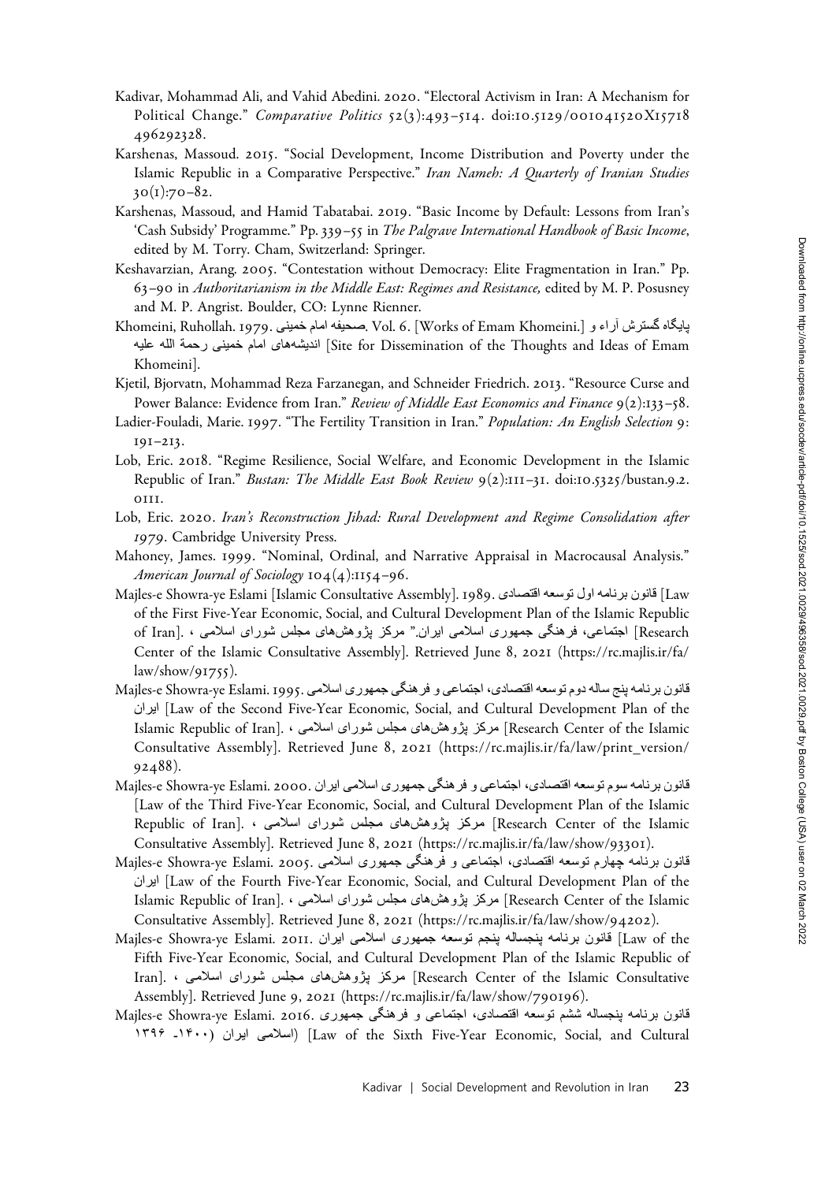Kadivar, Mohammad Ali, and Vahid Abedini. 2020. "Electoral Activism in Iran: A Mechanism for Political Change." *Comparative Politics* 52(3):493–514. doi:10.5129/001041520X15718496292328.

Karshenas, Massoud. 2015. "Social Development, Income Distribution and Poverty under the Islamic Republic in a Comparative Perspective." *Iran Nameh: A Quarterly of Iranian Studies* 30(1):70–82.

Karshenas, Massoud, and Hamid Tabatabai. 2019. "Basic Income by Default: Lessons from Iran's 'Cash Subsidy' Programme." Pp. 339–55 in *The Palgrave International Handbook of Basic Income*, edited by M. Torry. Cham, Switzerland: Springer.

Keshavarzian, Arang. 2005. "Contestation without Democracy: Elite Fragmentation in Iran." Pp. 63–90 in *Authoritarianism in the Middle East: Regimes and Resistance,* edited by M. P. Posusney and M. P. Angrist. Boulder, CO: Lynne Rienner.

Khomeini, Ruhollah. 1979. صحیفه امام خمینی. Vol. 6. [Works of Emam Khomeini.] پایگاه گسترش آراء و اندیشه‌های امام خمینی رحمة الله علیه [Site for Dissemination of the Thoughts and Ideas of Emam Khomeini].

Kjetil, Bjorvatn, Mohammad Reza Farzanegan, and Schneider Friedrich. 2013. "Resource Curse and Power Balance: Evidence from Iran." *Review of Middle East Economics and Finance* 9(2):133–58.

Ladier-Fouladi, Marie. 1997. "The Fertility Transition in Iran." *Population: An English Selection* 9: 191–213.

Lob, Eric. 2018. "Regime Resilience, Social Welfare, and Economic Development in the Islamic Republic of Iran." *Bustan: The Middle East Book Review* 9(2):111–31. doi:10.5325/bustan.9.2.0111.

Lob, Eric. 2020. *Iran's Reconstruction Jihad: Rural Development and Regime Consolidation after 1979*. Cambridge University Press.

Mahoney, James. 1999. "Nominal, Ordinal, and Narrative Appraisal in Macrocausal Analysis." *American Journal of Sociology* 104(4):1154–96.

Majles-e Showra-ye Eslami [Islamic Consultative Assembly]. 1989. قانون برنامه اول توسعه اقتصادی، اجتماعی، فرهنگی جمهوری اسلامی ایران. [Law of the First Five-Year Economic, Social, and Cultural Development Plan of the Islamic Republic of Iran]. مرکز پژوهش‌های مجلس شورای اسلامی ، [Research Center of the Islamic Consultative Assembly]. Retrieved June 8, 2021 (https://rc.majlis.ir/fa/law/show/91755).

Majles-e Showra-ye Eslami. 1995. قانون برنامه پنج ساله دوم توسعه اقتصادی، اجتماعی و فرهنگی جمهوری اسلامی ایران [Law of the Second Five-Year Economic, Social, and Cultural Development Plan of the Islamic Republic of Iran]. مرکز پژوهش‌های مجلس شورای اسلامی ، [Research Center of the Islamic Consultative Assembly]. Retrieved June 8, 2021 (https://rc.majlis.ir/fa/law/print_version/92488).

Majles-e Showra-ye Eslami. 2000. قانون برنامه سوم توسعه اقتصادی، اجتماعی و فرهنگی جمهوری اسلامی ایران [Law of the Third Five-Year Economic, Social, and Cultural Development Plan of the Islamic Republic of Iran]. مرکز پژوهش‌های مجلس شورای اسلامی ، [Research Center of the Islamic Consultative Assembly]. Retrieved June 8, 2021 (https://rc.majlis.ir/fa/law/show/93301).

Majles-e Showra-ye Eslami. 2005. قانون برنامه چهارم توسعه اقتصادی، اجتماعی و فرهنگی جمهوری اسلامی ایران [Law of the Fourth Five-Year Economic, Social, and Cultural Development Plan of the Islamic Republic of Iran]. مرکز پژوهش‌های مجلس شورای اسلامی ، [Research Center of the Islamic Consultative Assembly]. Retrieved June 8, 2021 (https://rc.majlis.ir/fa/law/show/94202).

Majles-e Showra-ye Eslami. 2011. قانون برنامه پنجساله پنجم توسعه جمهوری اسلامی ایران [Law of the Fifth Five-Year Economic, Social, and Cultural Development Plan of the Islamic Republic of Iran]. مرکز پژوهش‌های مجلس شورای اسلامی ، [Research Center of the Islamic Consultative Assembly]. Retrieved June 9, 2021 (https://rc.majlis.ir/fa/law/show/790196).

Majles-e Showra-ye Eslami. 2016. قانون برنامه پنجساله ششم توسعه اقتصادی، اجتماعی و فرهنگی جمهوری اسلامی ایران (۱۴۰۰- ۱۳۹۶) [Law of the Sixth Five-Year Economic, Social, and Cultural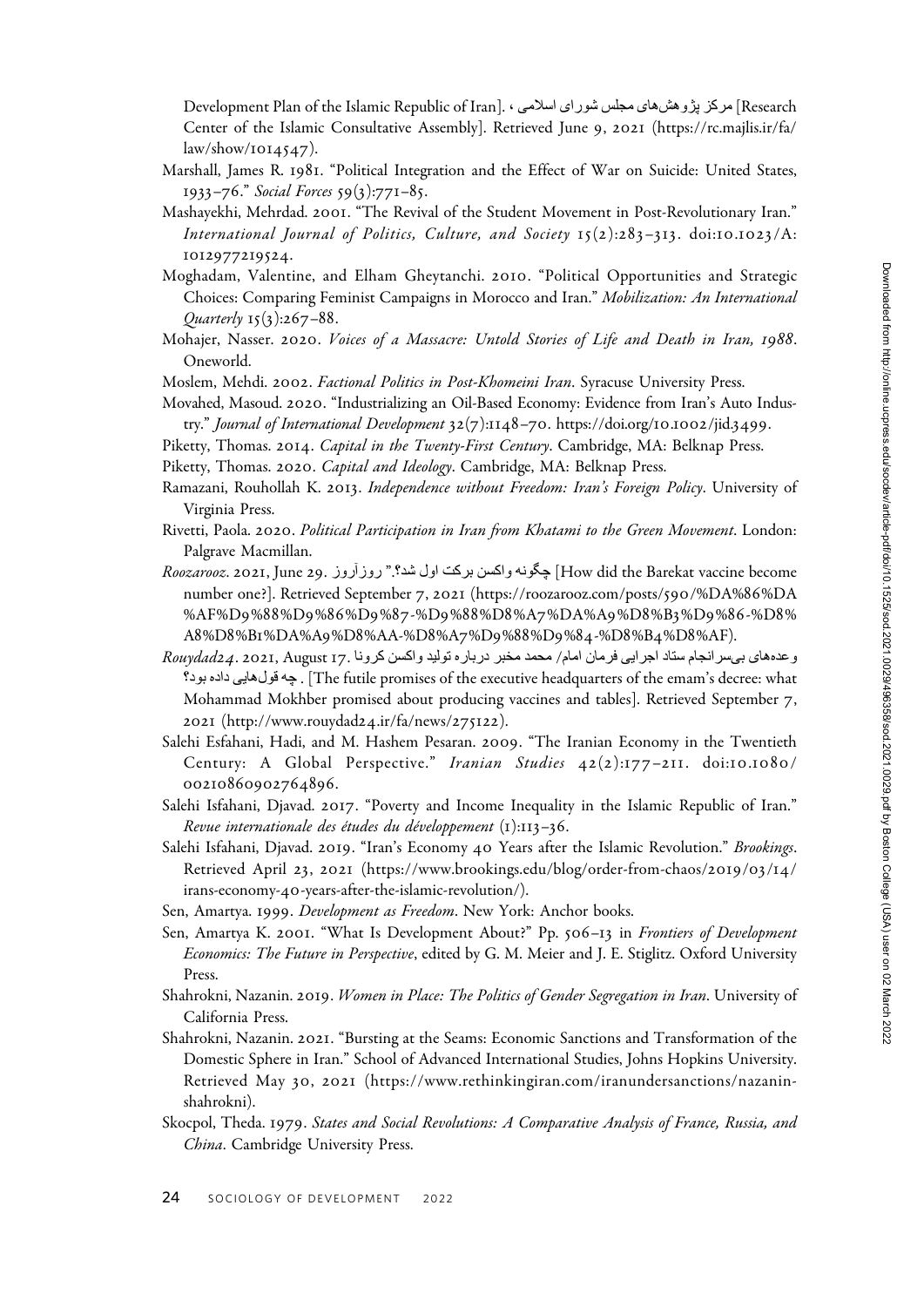Development Plan of the Islamic Republic of Iran]. ، مرکز پژوهش‌های مجلس شورای اسلامی [Research Center of the Islamic Consultative Assembly]. Retrieved June 9, 2021 (https://rc.majlis.ir/fa/law/show/1014547).

Marshall, James R. 1981. "Political Integration and the Effect of War on Suicide: United States, 1933–76." *Social Forces* 59(3):771–85.

Mashayekhi, Mehrdad. 2001. "The Revival of the Student Movement in Post-Revolutionary Iran." *International Journal of Politics, Culture, and Society* 15(2):283–313. doi:10.1023/A:1012977219524.

Moghadam, Valentine, and Elham Gheytanchi. 2010. "Political Opportunities and Strategic Choices: Comparing Feminist Campaigns in Morocco and Iran." *Mobilization: An International Quarterly* 15(3):267–88.

Mohajer, Nasser. 2020. *Voices of a Massacre: Untold Stories of Life and Death in Iran, 1988*. Oneworld.

Moslem, Mehdi. 2002. *Factional Politics in Post-Khomeini Iran*. Syracuse University Press.

Movahed, Masoud. 2020. "Industrializing an Oil-Based Economy: Evidence from Iran's Auto Industry." *Journal of International Development* 32(7):1148–70. https://doi.org/10.1002/jid.3499.

Piketty, Thomas. 2014. *Capital in the Twenty-First Century*. Cambridge, MA: Belknap Press.

Piketty, Thomas. 2020. *Capital and Ideology*. Cambridge, MA: Belknap Press.

Ramazani, Rouhollah K. 2013. *Independence without Freedom: Iran's Foreign Policy*. University of Virginia Press.

Rivetti, Paola. 2020. *Political Participation in Iran from Khatami to the Green Movement*. London: Palgrave Macmillan.

*Roozarooz*. 2021, June 29. روزآروز ."چگونه واکسن برکت اول شد؟" [How did the Barekat vaccine become number one?]. Retrieved September 7, 2021 (https://roozarooz.com/posts/590/%DA%86%DA%AF%D9%88%D9%86%D9%87-%D9%88%D8%A7%DA%A9%D8%B3%D9%86-%D8%A8%D8%B1%DA%A9%D8%AA-%D8%A7%D9%88%D9%84-%D8%B4%D8%AF).

*Rouydad24*. 2021, August 17. وعده‌های بی‌سرانجام ستاد اجرایی فرمان امام/ محمد مخبر درباره تولید واکسن کرونا چه قول‌هایی داده بود؟ . [The futile promises of the executive headquarters of the emam's decree: what Mohammad Mokhber promised about producing vaccines and tables]. Retrieved September 7, 2021 (http://www.rouydad24.ir/fa/news/275122).

Salehi Esfahani, Hadi, and M. Hashem Pesaran. 2009. "The Iranian Economy in the Twentieth Century: A Global Perspective." *Iranian Studies* 42(2):177–211. doi:10.1080/00210860902764896.

Salehi Isfahani, Djavad. 2017. "Poverty and Income Inequality in the Islamic Republic of Iran." *Revue internationale des études du développement* (1):113–36.

Salehi Isfahani, Djavad. 2019. "Iran's Economy 40 Years after the Islamic Revolution." *Brookings*. Retrieved April 23, 2021 (https://www.brookings.edu/blog/order-from-chaos/2019/03/14/irans-economy-40-years-after-the-islamic-revolution/).

Sen, Amartya. 1999. *Development as Freedom*. New York: Anchor books.

Sen, Amartya K. 2001. "What Is Development About?" Pp. 506–13 in *Frontiers of Development Economics: The Future in Perspective*, edited by G. M. Meier and J. E. Stiglitz. Oxford University Press.

Shahrokni, Nazanin. 2019. *Women in Place: The Politics of Gender Segregation in Iran*. University of California Press.

Shahrokni, Nazanin. 2021. "Bursting at the Seams: Economic Sanctions and Transformation of the Domestic Sphere in Iran." School of Advanced International Studies, Johns Hopkins University. Retrieved May 30, 2021 (https://www.rethinkingiran.com/iranundersanctions/nazanin-shahrokni).

Skocpol, Theda. 1979. *States and Social Revolutions: A Comparative Analysis of France, Russia, and China*. Cambridge University Press.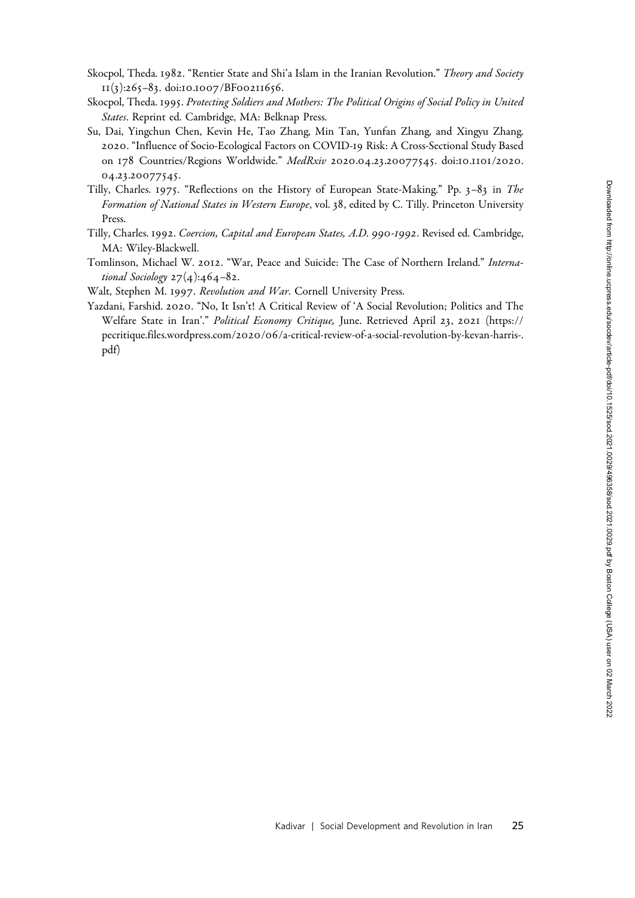Skocpol, Theda. 1982. "Rentier State and Shi'a Islam in the Iranian Revolution." *Theory and Society* 11(3):265–83. doi:10.1007/BF00211656.

Skocpol, Theda. 1995. *Protecting Soldiers and Mothers: The Political Origins of Social Policy in United States*. Reprint ed. Cambridge, MA: Belknap Press.

Su, Dai, Yingchun Chen, Kevin He, Tao Zhang, Min Tan, Yunfan Zhang, and Xingyu Zhang. 2020. "Influence of Socio-Ecological Factors on COVID-19 Risk: A Cross-Sectional Study Based on 178 Countries/Regions Worldwide." *MedRxiv* 2020.04.23.20077545. doi:10.1101/2020.04.23.20077545.

Tilly, Charles. 1975. "Reflections on the History of European State-Making." Pp. 3–83 in *The Formation of National States in Western Europe*, vol. 38, edited by C. Tilly. Princeton University Press.

Tilly, Charles. 1992. *Coercion, Capital and European States, A.D. 990-1992*. Revised ed. Cambridge, MA: Wiley-Blackwell.

Tomlinson, Michael W. 2012. "War, Peace and Suicide: The Case of Northern Ireland." *International Sociology* 27(4):464–82.

Walt, Stephen M. 1997. *Revolution and War*. Cornell University Press.

Yazdani, Farshid. 2020. "No, It Isn't! A Critical Review of 'A Social Revolution; Politics and The Welfare State in Iran'." *Political Economy Critique,* June. Retrieved April 23, 2021 (https://pecritique.files.wordpress.com/2020/06/a-critical-review-of-a-social-revolution-by-kevan-harris-.pdf)